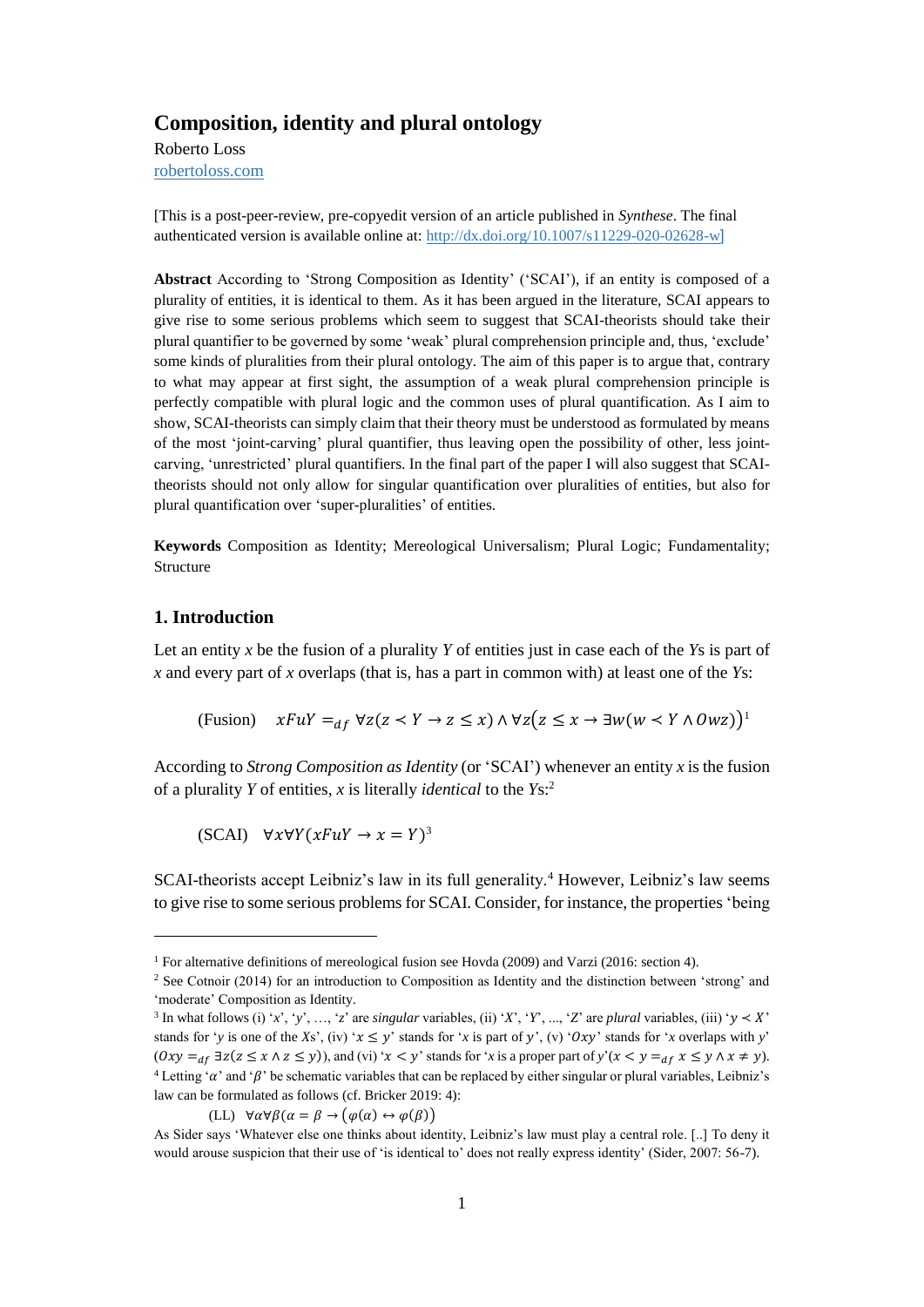# Composition, identity and plural ontology

Roberto Loss
[robertoloss.com](robertoloss.com)

[This is a post-peer-review, pre-copyedit version of an article published in *Synthese*. The final authenticated version is available online at: http://dx.doi.org/10.1007/s11229-020-02628-w]

**Abstract** According to 'Strong Composition as Identity' ('SCAI'), if an entity is composed of a plurality of entities, it is identical to them. As it has been argued in the literature, SCAI appears to give rise to some serious problems which seem to suggest that SCAI-theorists should take their plural quantifier to be governed by some 'weak' plural comprehension principle and, thus, 'exclude' some kinds of pluralities from their plural ontology. The aim of this paper is to argue that, contrary to what may appear at first sight, the assumption of a weak plural comprehension principle is perfectly compatible with plural logic and the common uses of plural quantification. As I aim to show, SCAI-theorists can simply claim that their theory must be understood as formulated by means of the most 'joint-carving' plural quantifier, thus leaving open the possibility of other, less joint-carving, 'unrestricted' plural quantifiers. In the final part of the paper I will also suggest that SCAI-theorists should not only allow for singular quantification over pluralities of entities, but also for plural quantification over 'super-pluralities' of entities.

**Keywords** Composition as Identity; Mereological Universalism; Plural Logic; Fundamentality; Structure

## 1. Introduction

Let an entity *x* be the fusion of a plurality *Y* of entities just in case each of the *Y*s is part of *x* and every part of *x* overlaps (that is, has a part in common with) at least one of the *Y*s:

(Fusion) $\quad xFuY =_{df} \forall z(z \prec Y \rightarrow z \leq x) \wedge \forall z\big(z \leq x \rightarrow \exists w(w \prec Y \wedge Owz)\big)$[1]

According to *Strong Composition as Identity* (or 'SCAI') whenever an entity *x* is the fusion of a plurality *Y* of entities, *x* is literally *identical* to the *Y*s:[2]

(SCAI) $\quad \forall x \forall Y(xFuY \rightarrow x = Y)$[3]

SCAI-theorists accept Leibniz's law in its full generality.[4] However, Leibniz's law seems to give rise to some serious problems for SCAI. Consider, for instance, the properties 'being

---

[1] For alternative definitions of mereological fusion see Hovda (2009) and Varzi (2016: section 4).

[2] See Cotnoir (2014) for an introduction to Composition as Identity and the distinction between 'strong' and 'moderate' Composition as Identity.

[3] In what follows (i) '$x$', '$y$', …, '$z$' are *singular* variables, (ii) '$X$', '$Y$', …, '$Z$' are *plural* variables, (iii) '$y \prec X$' stands for '*y* is one of the *X*s', (iv) '$x \leq y$' stands for '*x* is part of $y$', (v) '$Oxy$' stands for '*x* overlaps with *y*' ($Oxy =_{df} \exists z(z \leq x \wedge z \leq y)$), and (vi) '$x < y$' stands for '*x* is a proper part of *y*'($x < y =_{df} x \leq y \wedge x \neq y$).

[4] Letting '$\alpha$' and '$\beta$' be schematic variables that can be replaced by either singular or plural variables, Leibniz's law can be formulated as follows (cf. Bricker 2019: 4):

(LL) $\quad \forall\alpha\forall\beta\big(\alpha = \beta \rightarrow (\varphi(\alpha) \leftrightarrow \varphi(\beta)\big)$

As Sider says 'Whatever else one thinks about identity, Leibniz's law must play a central role. [..] To deny it would arouse suspicion that their use of 'is identical to' does not really express identity' (Sider, 2007: 56-7).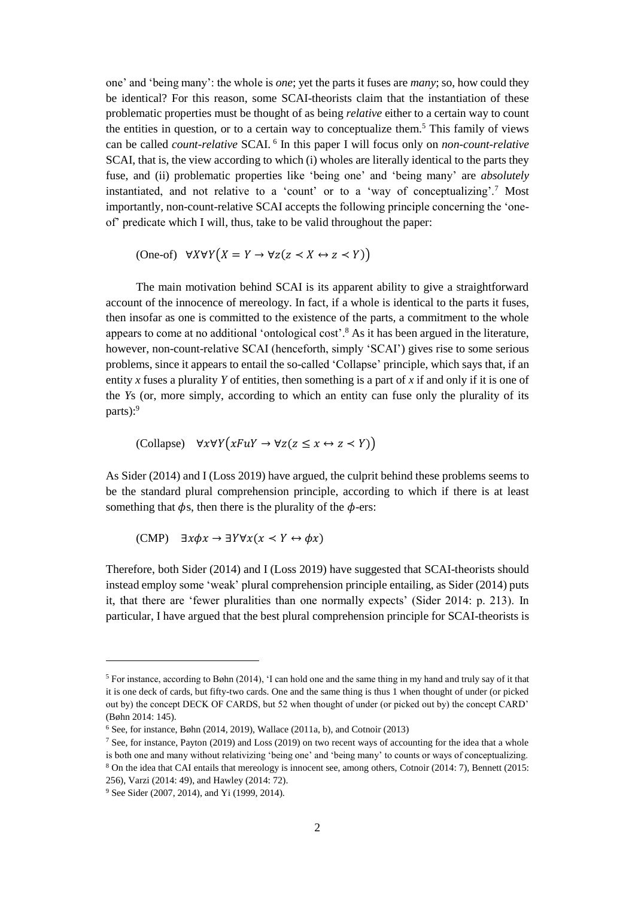one' and 'being many': the whole is *one*; yet the parts it fuses are *many*; so, how could they be identical? For this reason, some SCAI-theorists claim that the instantiation of these problematic properties must be thought of as being *relative* either to a certain way to count the entities in question, or to a certain way to conceptualize them.[5] This family of views can be called *count-relative* SCAI.[6] In this paper I will focus only on *non-count-relative* SCAI, that is, the view according to which (i) wholes are literally identical to the parts they fuse, and (ii) problematic properties like 'being one' and 'being many' are *absolutely* instantiated, and not relative to a 'count' or to a 'way of conceptualizing'.[7] Most importantly, non-count-relative SCAI accepts the following principle concerning the 'one-of' predicate which I will, thus, take to be valid throughout the paper:

(One-of) $\forall X \forall Y \big(X = Y \rightarrow \forall z (z \prec X \leftrightarrow z \prec Y)\big)$

The main motivation behind SCAI is its apparent ability to give a straightforward account of the innocence of mereology. In fact, if a whole is identical to the parts it fuses, then insofar as one is committed to the existence of the parts, a commitment to the whole appears to come at no additional 'ontological cost'.[8] As it has been argued in the literature, however, non-count-relative SCAI (henceforth, simply 'SCAI') gives rise to some serious problems, since it appears to entail the so-called 'Collapse' principle, which says that, if an entity $x$ fuses a plurality $Y$ of entities, then something is a part of $x$ if and only if it is one of the $Y$s (or, more simply, according to which an entity can fuse only the plurality of its parts):[9]

(Collapse) $\forall x \forall Y \big(xFuY \rightarrow \forall z (z \leq x \leftrightarrow z \prec Y)\big)$

As Sider (2014) and I (Loss 2019) have argued, the culprit behind these problems seems to be the standard plural comprehension principle, according to which if there is at least something that $\phi$s, then there is the plurality of the $\phi$-ers:

(CMP) $\exists x \phi x \rightarrow \exists Y \forall x (x \prec Y \leftrightarrow \phi x)$

Therefore, both Sider (2014) and I (Loss 2019) have suggested that SCAI-theorists should instead employ some 'weak' plural comprehension principle entailing, as Sider (2014) puts it, that there are 'fewer pluralities than one normally expects' (Sider 2014: p. 213). In particular, I have argued that the best plural comprehension principle for SCAI-theorists is

---

[5] For instance, according to Bøhn (2014), 'I can hold one and the same thing in my hand and truly say of it that it is one deck of cards, but fifty-two cards. One and the same thing is thus 1 when thought of under (or picked out by) the concept DECK OF CARDS, but 52 when thought of under (or picked out by) the concept CARD' (Bøhn 2014: 145).

[6] See, for instance, Bøhn (2014, 2019), Wallace (2011a, b), and Cotnoir (2013)

[7] See, for instance, Payton (2019) and Loss (2019) on two recent ways of accounting for the idea that a whole is both one and many without relativizing 'being one' and 'being many' to counts or ways of conceptualizing.

[8] On the idea that CAI entails that mereology is innocent see, among others, Cotnoir (2014: 7), Bennett (2015: 256), Varzi (2014: 49), and Hawley (2014: 72).

[9] See Sider (2007, 2014), and Yi (1999, 2014).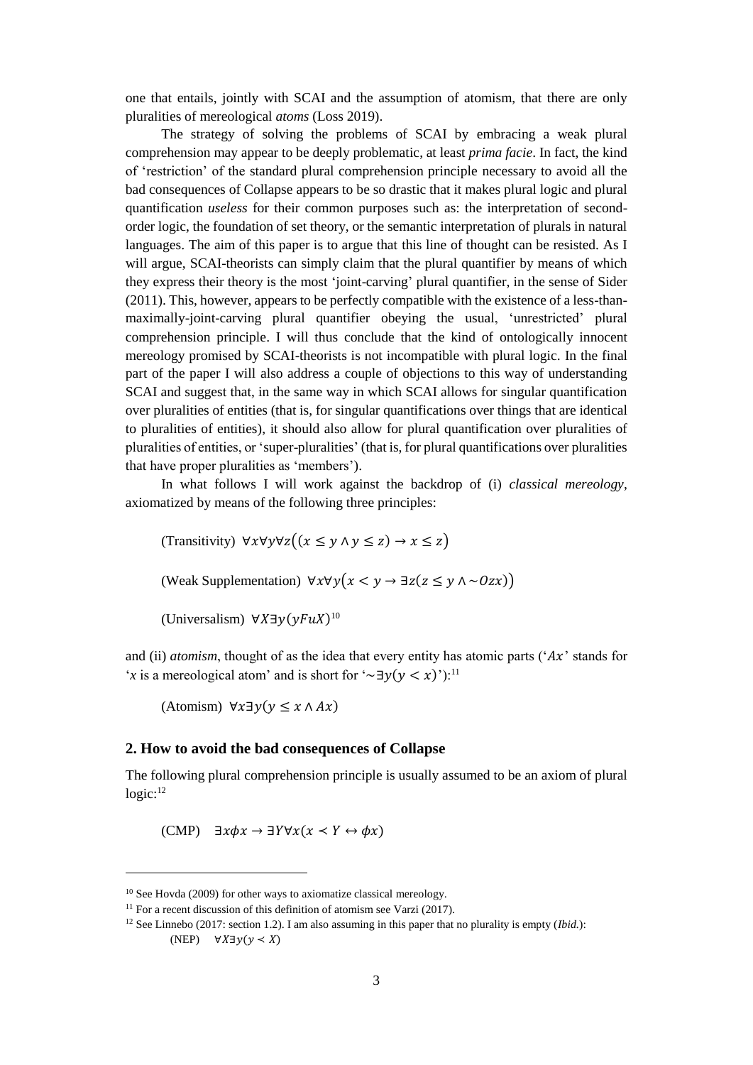one that entails, jointly with SCAI and the assumption of atomism, that there are only pluralities of mereological *atoms* (Loss 2019).

The strategy of solving the problems of SCAI by embracing a weak plural comprehension may appear to be deeply problematic, at least *prima facie*. In fact, the kind of 'restriction' of the standard plural comprehension principle necessary to avoid all the bad consequences of Collapse appears to be so drastic that it makes plural logic and plural quantification *useless* for their common purposes such as: the interpretation of second-order logic, the foundation of set theory, or the semantic interpretation of plurals in natural languages. The aim of this paper is to argue that this line of thought can be resisted. As I will argue, SCAI-theorists can simply claim that the plural quantifier by means of which they express their theory is the most 'joint-carving' plural quantifier, in the sense of Sider (2011). This, however, appears to be perfectly compatible with the existence of a less-than-maximally-joint-carving plural quantifier obeying the usual, 'unrestricted' plural comprehension principle. I will thus conclude that the kind of ontologically innocent mereology promised by SCAI-theorists is not incompatible with plural logic. In the final part of the paper I will also address a couple of objections to this way of understanding SCAI and suggest that, in the same way in which SCAI allows for singular quantification over pluralities of entities (that is, for singular quantifications over things that are identical to pluralities of entities), it should also allow for plural quantification over pluralities of pluralities of entities, or 'super-pluralities' (that is, for plural quantifications over pluralities that have proper pluralities as 'members').

In what follows I will work against the backdrop of (i) *classical mereology*, axiomatized by means of the following three principles:

(Transitivity) $\forall x \forall y \forall z\big((x \leq y \wedge y \leq z) \rightarrow x \leq z\big)$

(Weak Supplementation) $\forall x \forall y\big(x < y \rightarrow \exists z(z \leq y \wedge \sim Ozx)\big)$

(Universalism) $\forall X \exists y(yFuX)$[10]

and (ii) *atomism*, thought of as the idea that every entity has atomic parts ('$Ax$' stands for '$x$ is a mereological atom' and is short for '$\sim\exists y(y < x)$'):[11]

(Atomism) $\forall x \exists y(y \leq x \wedge Ax)$

## 2. How to avoid the bad consequences of Collapse

The following plural comprehension principle is usually assumed to be an axiom of plural logic:[12]

(CMP) $\exists x \phi x \rightarrow \exists Y \forall x(x \prec Y \leftrightarrow \phi x)$

---

[10] See Hovda (2009) for other ways to axiomatize classical mereology.

[11] For a recent discussion of this definition of atomism see Varzi (2017).

[12] See Linnebo (2017: section 1.2). I am also assuming in this paper that no plurality is empty (*Ibid.*):

(NEP) $\forall X \exists y(y \prec X)$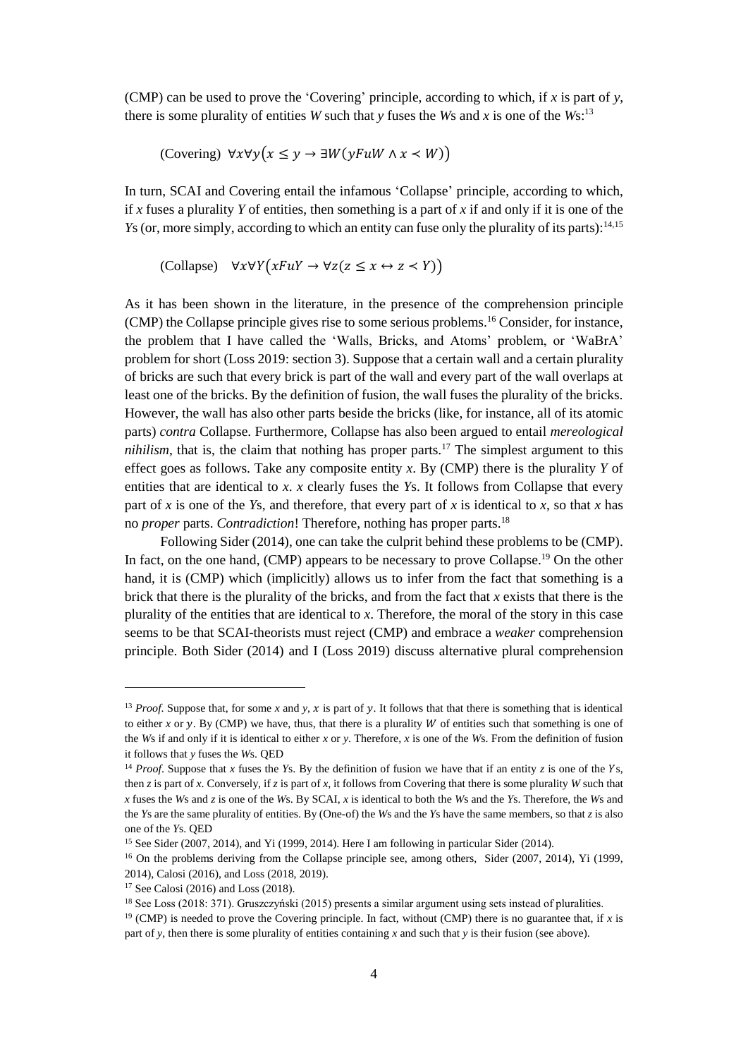(CMP) can be used to prove the 'Covering' principle, according to which, if *x* is part of *y*, there is some plurality of entities *W* such that *y* fuses the *W*s and *x* is one of the *W*s:[13]

$$\text{(Covering)}\quad \forall x \forall y \big(x \leq y \rightarrow \exists W (yFuW \wedge x \prec W)\big)$$

In turn, SCAI and Covering entail the infamous 'Collapse' principle, according to which, if *x* fuses a plurality *Y* of entities, then something is a part of *x* if and only if it is one of the *Y*s (or, more simply, according to which an entity can fuse only the plurality of its parts):[14,15]

$$\text{(Collapse)}\quad \forall x \forall Y \big(xFuY \rightarrow \forall z (z \leq x \leftrightarrow z \prec Y)\big)$$

As it has been shown in the literature, in the presence of the comprehension principle (CMP) the Collapse principle gives rise to some serious problems.[16] Consider, for instance, the problem that I have called the 'Walls, Bricks, and Atoms' problem, or 'WaBrA' problem for short (Loss 2019: section 3). Suppose that a certain wall and a certain plurality of bricks are such that every brick is part of the wall and every part of the wall overlaps at least one of the bricks. By the definition of fusion, the wall fuses the plurality of the bricks. However, the wall has also other parts beside the bricks (like, for instance, all of its atomic parts) *contra* Collapse. Furthermore, Collapse has also been argued to entail *mereological nihilism*, that is, the claim that nothing has proper parts.[17] The simplest argument to this effect goes as follows. Take any composite entity *x*. By (CMP) there is the plurality *Y* of entities that are identical to *x*. *x* clearly fuses the *Y*s. It follows from Collapse that every part of *x* is one of the *Y*s, and therefore, that every part of *x* is identical to *x*, so that *x* has no *proper* parts. *Contradiction*! Therefore, nothing has proper parts.[18]

Following Sider (2014), one can take the culprit behind these problems to be (CMP). In fact, on the one hand, (CMP) appears to be necessary to prove Collapse.[19] On the other hand, it is (CMP) which (implicitly) allows us to infer from the fact that something is a brick that there is the plurality of the bricks, and from the fact that *x* exists that there is the plurality of the entities that are identical to *x*. Therefore, the moral of the story in this case seems to be that SCAI-theorists must reject (CMP) and embrace a *weaker* comprehension principle. Both Sider (2014) and I (Loss 2019) discuss alternative plural comprehension

---

[13] *Proof.* Suppose that, for some *x* and *y*, $x$ is part of $y$. It follows that that there is something that is identical to either *x* or $y$. By (CMP) we have, thus, that there is a plurality $W$ of entities such that something is one of the *W*s if and only if it is identical to either *x* or *y*. Therefore, *x* is one of the *W*s. From the definition of fusion it follows that *y* fuses the *W*s. QED

[14] *Proof*. Suppose that *x* fuses the *Y*s. By the definition of fusion we have that if an entity *z* is one of the *Y*s, then *z* is part of *x*. Conversely, if *z* is part of *x*, it follows from Covering that there is some plurality *W* such that *x* fuses the *W*s and *z* is one of the *W*s. By SCAI, *x* is identical to both the *W*s and the *Y*s. Therefore, the *W*s and the *Y*s are the same plurality of entities. By (One-of) the *W*s and the *Y*s have the same members, so that *z* is also one of the *Y*s. QED

[15] See Sider (2007, 2014), and Yi (1999, 2014). Here I am following in particular Sider (2014).

[16] On the problems deriving from the Collapse principle see, among others, Sider (2007, 2014), Yi (1999, 2014), Calosi (2016), and Loss (2018, 2019).

[17] See Calosi (2016) and Loss (2018).

[18] See Loss (2018: 371). Gruszczyński (2015) presents a similar argument using sets instead of pluralities.

[19] (CMP) is needed to prove the Covering principle. In fact, without (CMP) there is no guarantee that, if *x* is part of *y*, then there is some plurality of entities containing *x* and such that *y* is their fusion (see above).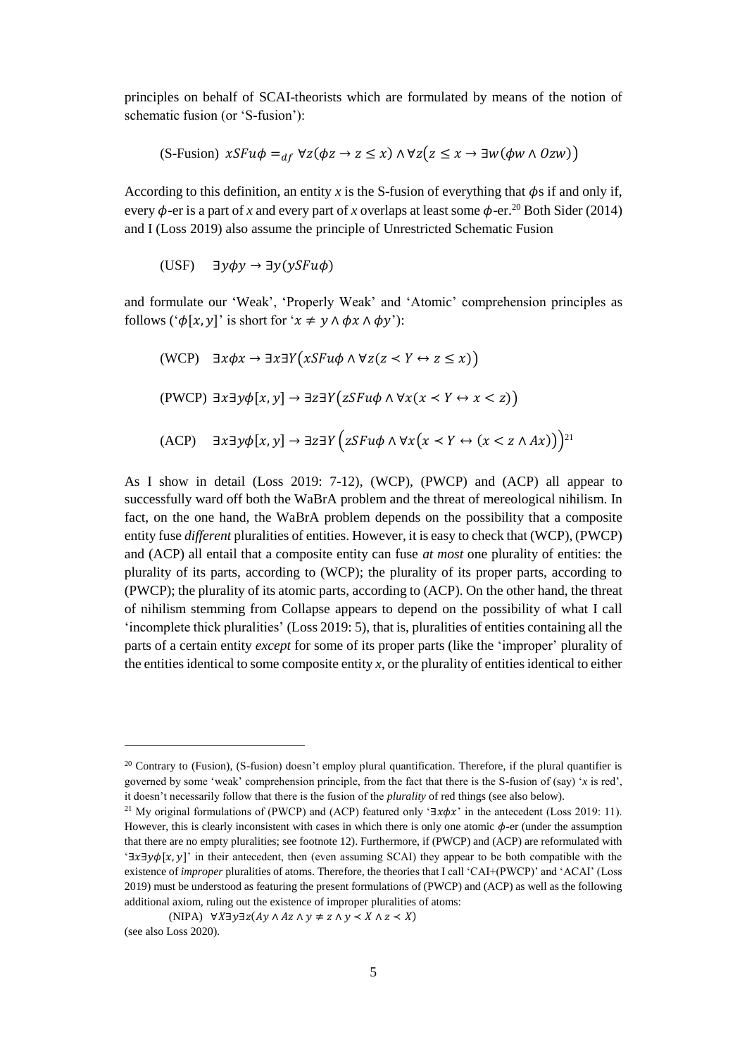principles on behalf of SCAI-theorists which are formulated by means of the notion of schematic fusion (or 'S-fusion'):

$$\text{(S-Fusion)}\quad xSFu\phi =_{df} \forall z(\phi z \rightarrow z \leq x) \wedge \forall z\big(z \leq x \rightarrow \exists w(\phi w \wedge Ozw)\big)$$

According to this definition, an entity $x$ is the S-fusion of everything that $\phi$s if and only if, every $\phi$-er is a part of $x$ and every part of $x$ overlaps at least some $\phi$-er.[20] Both Sider (2014) and I (Loss 2019) also assume the principle of Unrestricted Schematic Fusion

$$\text{(USF)}\quad \exists y\phi y \rightarrow \exists y(ySFu\phi)$$

and formulate our 'Weak', 'Properly Weak' and 'Atomic' comprehension principles as follows ('$\phi[x, y]$' is short for '$x \neq y \wedge \phi x \wedge \phi y$'):

$$\text{(WCP)}\quad \exists x\phi x \rightarrow \exists x\exists Y\big(xSFu\phi \wedge \forall z(z \prec Y \leftrightarrow z \leq x)\big)$$

$$\text{(PWCP)}\ \exists x\exists y\phi[x, y] \rightarrow \exists z\exists Y\big(zSFu\phi \wedge \forall x(x \prec Y \leftrightarrow x < z)\big)$$

$$\text{(ACP)}\quad \exists x\exists y\phi[x, y] \rightarrow \exists z\exists Y\Big(zSFu\phi \wedge \forall x\big(x \prec Y \leftrightarrow (x < z \wedge Ax)\big)\Big)$$[21]

As I show in detail (Loss 2019: 7-12), (WCP), (PWCP) and (ACP) all appear to successfully ward off both the WaBrA problem and the threat of mereological nihilism. In fact, on the one hand, the WaBrA problem depends on the possibility that a composite entity fuse *different* pluralities of entities. However, it is easy to check that (WCP), (PWCP) and (ACP) all entail that a composite entity can fuse *at most* one plurality of entities: the plurality of its parts, according to (WCP); the plurality of its proper parts, according to (PWCP); the plurality of its atomic parts, according to (ACP). On the other hand, the threat of nihilism stemming from Collapse appears to depend on the possibility of what I call 'incomplete thick pluralities' (Loss 2019: 5), that is, pluralities of entities containing all the parts of a certain entity *except* for some of its proper parts (like the 'improper' plurality of the entities identical to some composite entity $x$, or the plurality of entities identical to either

---

[20] Contrary to (Fusion), (S-fusion) doesn't employ plural quantification. Therefore, if the plural quantifier is governed by some 'weak' comprehension principle, from the fact that there is the S-fusion of (say) '$x$ is red', it doesn't necessarily follow that there is the fusion of the *plurality* of red things (see also below).

[21] My original formulations of (PWCP) and (ACP) featured only '$\exists x\phi x$' in the antecedent (Loss 2019: 11). However, this is clearly inconsistent with cases in which there is only one atomic $\phi$-er (under the assumption that there are no empty pluralities; see footnote 12). Furthermore, if (PWCP) and (ACP) are reformulated with '$\exists x\exists y\phi[x, y]$' in their antecedent, then (even assuming SCAI) they appear to be both compatible with the existence of *improper* pluralities of atoms. Therefore, the theories that I call 'CAI+(PWCP)' and 'ACAI' (Loss 2019) must be understood as featuring the present formulations of (PWCP) and (ACP) as well as the following additional axiom, ruling out the existence of improper pluralities of atoms:

$$\text{(NIPA)}\quad \forall X\exists y\exists z(Ay \wedge Az \wedge y \neq z \wedge y \prec X \wedge z \prec X)$$

(see also Loss 2020).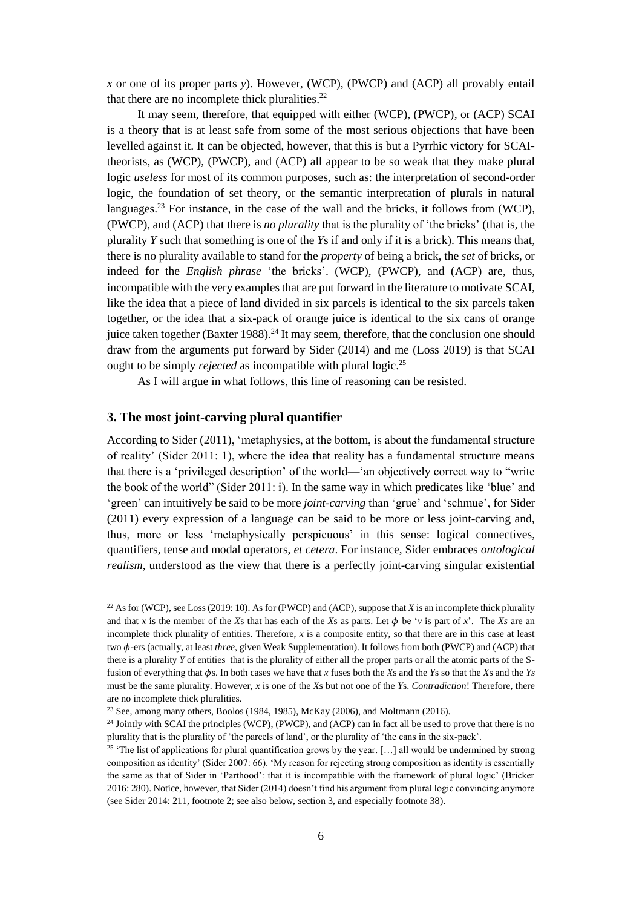*x* or one of its proper parts *y*). However, (WCP), (PWCP) and (ACP) all provably entail that there are no incomplete thick pluralities.[22]

It may seem, therefore, that equipped with either (WCP), (PWCP), or (ACP) SCAI is a theory that is at least safe from some of the most serious objections that have been levelled against it. It can be objected, however, that this is but a Pyrrhic victory for SCAI-theorists, as (WCP), (PWCP), and (ACP) all appear to be so weak that they make plural logic *useless* for most of its common purposes, such as: the interpretation of second-order logic, the foundation of set theory, or the semantic interpretation of plurals in natural languages.[23] For instance, in the case of the wall and the bricks, it follows from (WCP), (PWCP), and (ACP) that there is *no plurality* that is the plurality of 'the bricks' (that is, the plurality *Y* such that something is one of the *Y*s if and only if it is a brick). This means that, there is no plurality available to stand for the *property* of being a brick, the *set* of bricks, or indeed for the *English phrase* 'the bricks'. (WCP), (PWCP), and (ACP) are, thus, incompatible with the very examples that are put forward in the literature to motivate SCAI, like the idea that a piece of land divided in six parcels is identical to the six parcels taken together, or the idea that a six-pack of orange juice is identical to the six cans of orange juice taken together (Baxter 1988).[24] It may seem, therefore, that the conclusion one should draw from the arguments put forward by Sider (2014) and me (Loss 2019) is that SCAI ought to be simply *rejected* as incompatible with plural logic.[25]

As I will argue in what follows, this line of reasoning can be resisted.

## 3. The most joint-carving plural quantifier

According to Sider (2011), 'metaphysics, at the bottom, is about the fundamental structure of reality' (Sider 2011: 1), where the idea that reality has a fundamental structure means that there is a 'privileged description' of the world—'an objectively correct way to "write the book of the world" (Sider 2011: i). In the same way in which predicates like 'blue' and 'green' can intuitively be said to be more *joint-carving* than 'grue' and 'schmue', for Sider (2011) every expression of a language can be said to be more or less joint-carving and, thus, more or less 'metaphysically perspicuous' in this sense: logical connectives, quantifiers, tense and modal operators, *et cetera*. For instance, Sider embraces *ontological realism*, understood as the view that there is a perfectly joint-carving singular existential

---

[22] As for (WCP), see Loss (2019: 10). As for (PWCP) and (ACP), suppose that *X* is an incomplete thick plurality and that *x* is the member of the *X*s that has each of the *X*s as parts. Let $\phi$ be '*v* is part of *x*'. The *X*s are an incomplete thick plurality of entities. Therefore, *x* is a composite entity, so that there are in this case at least two $\phi$-ers (actually, at least *three*, given Weak Supplementation). It follows from both (PWCP) and (ACP) that there is a plurality *Y* of entities that is the plurality of either all the proper parts or all the atomic parts of the S-fusion of everything that $\phi$s. In both cases we have that *x* fuses both the *X*s and the *Y*s so that the *X*s and the *Y*s must be the same plurality. However, *x* is one of the *X*s but not one of the *Y*s. *Contradiction*! Therefore, there are no incomplete thick pluralities.

[23] See, among many others, Boolos (1984, 1985), McKay (2006), and Moltmann (2016).

[24] Jointly with SCAI the principles (WCP), (PWCP), and (ACP) can in fact all be used to prove that there is no plurality that is the plurality of 'the parcels of land', or the plurality of 'the cans in the six-pack'.

[25] 'The list of applications for plural quantification grows by the year. […] all would be undermined by strong composition as identity' (Sider 2007: 66). 'My reason for rejecting strong composition as identity is essentially the same as that of Sider in 'Parthood': that it is incompatible with the framework of plural logic' (Bricker 2016: 280). Notice, however, that Sider (2014) doesn't find his argument from plural logic convincing anymore (see Sider 2014: 211, footnote 2; see also below, section 3, and especially footnote 38).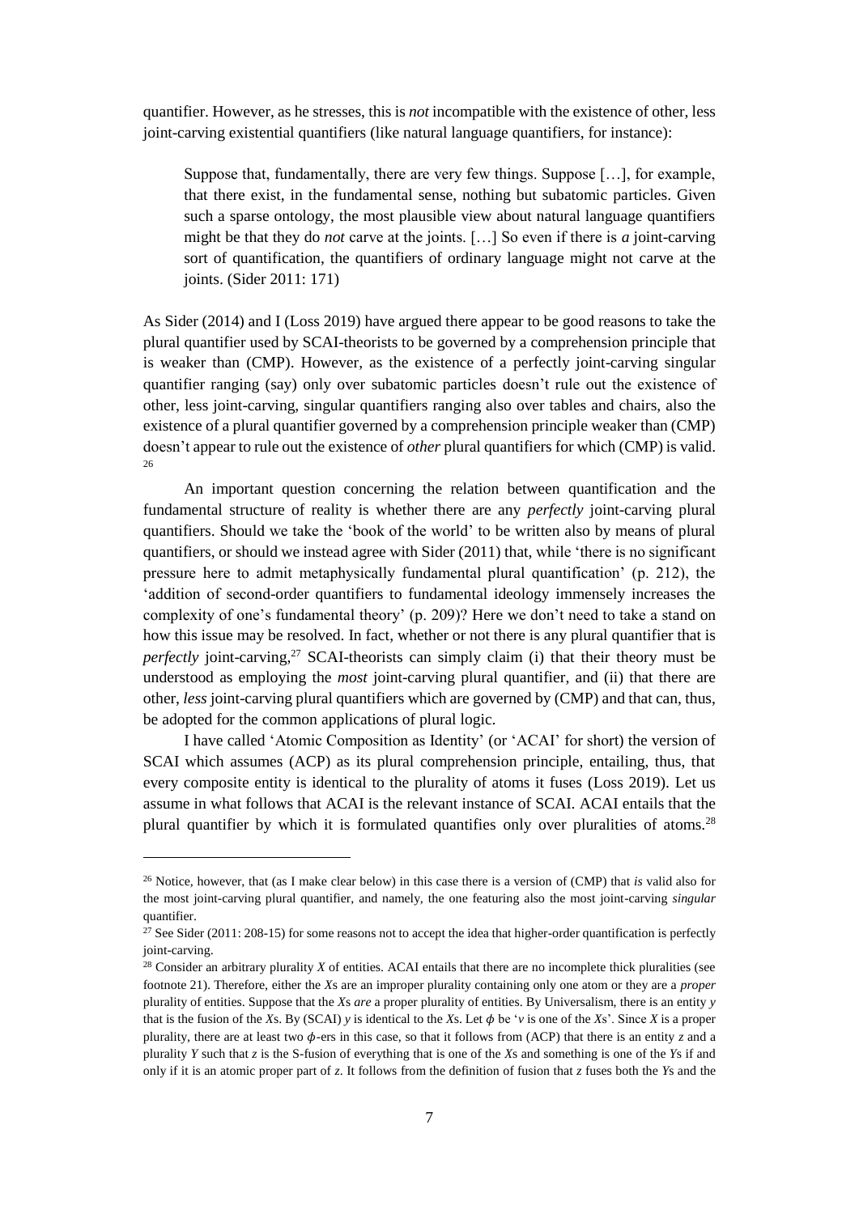quantifier. However, as he stresses, this is *not* incompatible with the existence of other, less joint-carving existential quantifiers (like natural language quantifiers, for instance):

> Suppose that, fundamentally, there are very few things. Suppose […], for example, that there exist, in the fundamental sense, nothing but subatomic particles. Given such a sparse ontology, the most plausible view about natural language quantifiers might be that they do *not* carve at the joints. […] So even if there is *a* joint-carving sort of quantification, the quantifiers of ordinary language might not carve at the joints. (Sider 2011: 171)

As Sider (2014) and I (Loss 2019) have argued there appear to be good reasons to take the plural quantifier used by SCAI-theorists to be governed by a comprehension principle that is weaker than (CMP). However, as the existence of a perfectly joint-carving singular quantifier ranging (say) only over subatomic particles doesn't rule out the existence of other, less joint-carving, singular quantifiers ranging also over tables and chairs, also the existence of a plural quantifier governed by a comprehension principle weaker than (CMP) doesn't appear to rule out the existence of *other* plural quantifiers for which (CMP) is valid.[26]

An important question concerning the relation between quantification and the fundamental structure of reality is whether there are any *perfectly* joint-carving plural quantifiers. Should we take the 'book of the world' to be written also by means of plural quantifiers, or should we instead agree with Sider (2011) that, while 'there is no significant pressure here to admit metaphysically fundamental plural quantification' (p. 212), the 'addition of second-order quantifiers to fundamental ideology immensely increases the complexity of one's fundamental theory' (p. 209)? Here we don't need to take a stand on how this issue may be resolved. In fact, whether or not there is any plural quantifier that is *perfectly* joint-carving,[27] SCAI-theorists can simply claim (i) that their theory must be understood as employing the *most* joint-carving plural quantifier, and (ii) that there are other, *less* joint-carving plural quantifiers which are governed by (CMP) and that can, thus, be adopted for the common applications of plural logic.

I have called 'Atomic Composition as Identity' (or 'ACAI' for short) the version of SCAI which assumes (ACP) as its plural comprehension principle, entailing, thus, that every composite entity is identical to the plurality of atoms it fuses (Loss 2019). Let us assume in what follows that ACAI is the relevant instance of SCAI. ACAI entails that the plural quantifier by which it is formulated quantifies only over pluralities of atoms.[28]

---

[26] Notice, however, that (as I make clear below) in this case there is a version of (CMP) that *is* valid also for the most joint-carving plural quantifier, and namely, the one featuring also the most joint-carving *singular* quantifier.

[27] See Sider (2011: 208-15) for some reasons not to accept the idea that higher-order quantification is perfectly joint-carving.

[28] Consider an arbitrary plurality $X$ of entities. ACAI entails that there are no incomplete thick pluralities (see footnote 21). Therefore, either the $X$s are an improper plurality containing only one atom or they are a *proper* plurality of entities. Suppose that the $X$s *are* a proper plurality of entities. By Universalism, there is an entity $y$ that is the fusion of the $X$s. By (SCAI) $y$ is identical to the $X$s. Let $\phi$ be '$v$ is one of the $X$s'. Since $X$ is a proper plurality, there are at least two $\phi$-ers in this case, so that it follows from (ACP) that there is an entity $z$ and a plurality $Y$ such that $z$ is the S-fusion of everything that is one of the $X$s and something is one of the $Y$s if and only if it is an atomic proper part of $z$. It follows from the definition of fusion that $z$ fuses both the $Y$s and the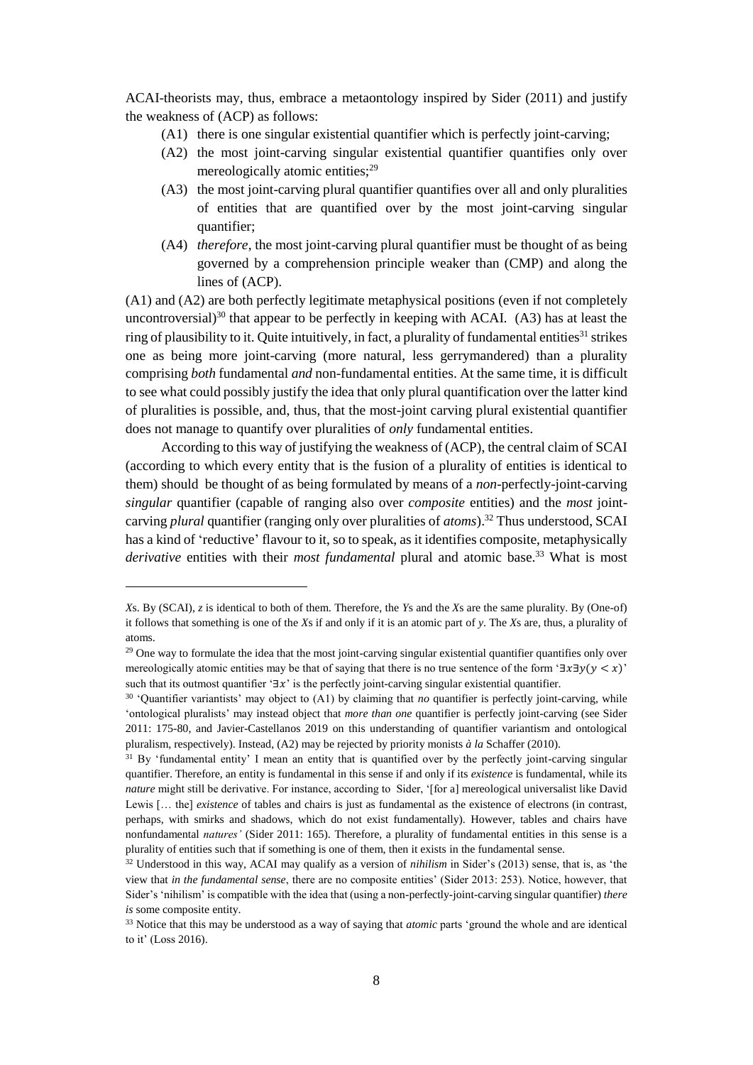ACAI-theorists may, thus, embrace a metaontology inspired by Sider (2011) and justify the weakness of (ACP) as follows:

(A1) there is one singular existential quantifier which is perfectly joint-carving;

(A2) the most joint-carving singular existential quantifier quantifies only over mereologically atomic entities;[29]

(A3) the most joint-carving plural quantifier quantifies over all and only pluralities of entities that are quantified over by the most joint-carving singular quantifier;

(A4) *therefore*, the most joint-carving plural quantifier must be thought of as being governed by a comprehension principle weaker than (CMP) and along the lines of (ACP).

(A1) and (A2) are both perfectly legitimate metaphysical positions (even if not completely uncontroversial)[30] that appear to be perfectly in keeping with ACAI. (A3) has at least the ring of plausibility to it. Quite intuitively, in fact, a plurality of fundamental entities[31] strikes one as being more joint-carving (more natural, less gerrymandered) than a plurality comprising *both* fundamental *and* non-fundamental entities. At the same time, it is difficult to see what could possibly justify the idea that only plural quantification over the latter kind of pluralities is possible, and, thus, that the most-joint carving plural existential quantifier does not manage to quantify over pluralities of *only* fundamental entities.

According to this way of justifying the weakness of (ACP), the central claim of SCAI (according to which every entity that is the fusion of a plurality of entities is identical to them) should be thought of as being formulated by means of a *non*-perfectly-joint-carving *singular* quantifier (capable of ranging also over *composite* entities) and the *most* joint-carving *plural* quantifier (ranging only over pluralities of *atoms*).[32] Thus understood, SCAI has a kind of 'reductive' flavour to it, so to speak, as it identifies composite, metaphysically *derivative* entities with their *most fundamental* plural and atomic base.[33] What is most

---

*X*s. By (SCAI), *z* is identical to both of them. Therefore, the *Y*s and the *X*s are the same plurality. By (One-of) it follows that something is one of the *X*s if and only if it is an atomic part of *y*. The *X*s are, thus, a plurality of atoms.

[29] One way to formulate the idea that the most joint-carving singular existential quantifier quantifies only over mereologically atomic entities may be that of saying that there is no true sentence of the form '$\exists x \exists y(y < x)$' such that its outmost quantifier '$\exists x$' is the perfectly joint-carving singular existential quantifier.

[30] 'Quantifier variantists' may object to (A1) by claiming that *no* quantifier is perfectly joint-carving, while 'ontological pluralists' may instead object that *more than one* quantifier is perfectly joint-carving (see Sider 2011: 175-80, and Javier-Castellanos 2019 on this understanding of quantifier variantism and ontological pluralism, respectively). Instead, (A2) may be rejected by priority monists *à la* Schaffer (2010).

[31] By 'fundamental entity' I mean an entity that is quantified over by the perfectly joint-carving singular quantifier. Therefore, an entity is fundamental in this sense if and only if its *existence* is fundamental, while its *nature* might still be derivative. For instance, according to Sider, '[for a] mereological universalist like David Lewis [… the] *existence* of tables and chairs is just as fundamental as the existence of electrons (in contrast, perhaps, with smirks and shadows, which do not exist fundamentally). However, tables and chairs have nonfundamental *natures'* (Sider 2011: 165). Therefore, a plurality of fundamental entities in this sense is a plurality of entities such that if something is one of them, then it exists in the fundamental sense.

[32] Understood in this way, ACAI may qualify as a version of *nihilism* in Sider's (2013) sense, that is, as 'the view that *in the fundamental sense*, there are no composite entities' (Sider 2013: 253). Notice, however, that Sider's 'nihilism' is compatible with the idea that (using a non-perfectly-joint-carving singular quantifier) *there is* some composite entity.

[33] Notice that this may be understood as a way of saying that *atomic* parts 'ground the whole and are identical to it' (Loss 2016).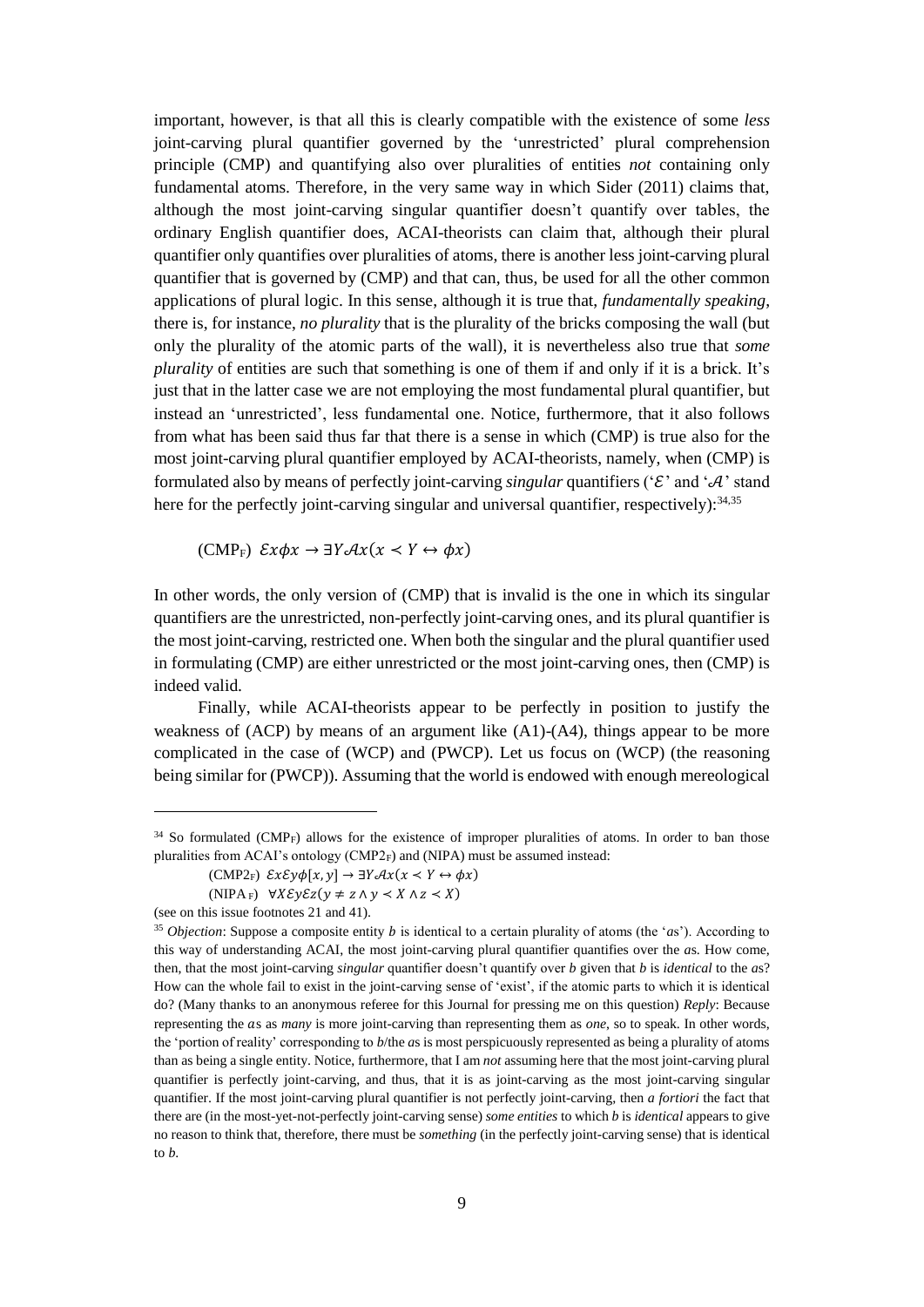important, however, is that all this is clearly compatible with the existence of some *less* joint-carving plural quantifier governed by the 'unrestricted' plural comprehension principle (CMP) and quantifying also over pluralities of entities *not* containing only fundamental atoms. Therefore, in the very same way in which Sider (2011) claims that, although the most joint-carving singular quantifier doesn't quantify over tables, the ordinary English quantifier does, ACAI-theorists can claim that, although their plural quantifier only quantifies over pluralities of atoms, there is another less joint-carving plural quantifier that is governed by (CMP) and that can, thus, be used for all the other common applications of plural logic. In this sense, although it is true that, *fundamentally speaking*, there is, for instance, *no plurality* that is the plurality of the bricks composing the wall (but only the plurality of the atomic parts of the wall), it is nevertheless also true that *some plurality* of entities are such that something is one of them if and only if it is a brick. It's just that in the latter case we are not employing the most fundamental plural quantifier, but instead an 'unrestricted', less fundamental one. Notice, furthermore, that it also follows from what has been said thus far that there is a sense in which (CMP) is true also for the most joint-carving plural quantifier employed by ACAI-theorists, namely, when (CMP) is formulated also by means of perfectly joint-carving *singular* quantifiers ('$\mathcal{E}$' and '$\mathcal{A}$' stand here for the perfectly joint-carving singular and universal quantifier, respectively):[34,35]

(CMP$_F$) $\mathcal{E}x\phi x \rightarrow \exists Y \mathcal{A}x(x \prec Y \leftrightarrow \phi x)$

In other words, the only version of (CMP) that is invalid is the one in which its singular quantifiers are the unrestricted, non-perfectly joint-carving ones, and its plural quantifier is the most joint-carving, restricted one. When both the singular and the plural quantifier used in formulating (CMP) are either unrestricted or the most joint-carving ones, then (CMP) is indeed valid.

Finally, while ACAI-theorists appear to be perfectly in position to justify the weakness of (ACP) by means of an argument like (A1)-(A4), things appear to be more complicated in the case of (WCP) and (PWCP). Let us focus on (WCP) (the reasoning being similar for (PWCP)). Assuming that the world is endowed with enough mereological

---

[34] So formulated (CMP$_F$) allows for the existence of improper pluralities of atoms. In order to ban those pluralities from ACAI's ontology (CMP2$_F$) and (NIPA) must be assumed instead:

(CMP2$_F$) $\mathcal{E}x\mathcal{E}y\phi[x, y] \rightarrow \exists Y \mathcal{A}x(x \prec Y \leftrightarrow \phi x)$

(NIPA$_F$) $\forall X \mathcal{E}y \mathcal{E}z(y \neq z \wedge y \prec X \wedge z \prec X)$

(see on this issue footnotes 21 and 41).

[35] *Objection*: Suppose a composite entity *b* is identical to a certain plurality of atoms (the '*a*s'). According to this way of understanding ACAI, the most joint-carving plural quantifier quantifies over the *a*s. How come, then, that the most joint-carving *singular* quantifier doesn't quantify over *b* given that *b* is *identical* to the *a*s? How can the whole fail to exist in the joint-carving sense of 'exist', if the atomic parts to which it is identical do? (Many thanks to an anonymous referee for this Journal for pressing me on this question) *Reply*: Because representing the *a*s as *many* is more joint-carving than representing them as *one*, so to speak. In other words, the 'portion of reality' corresponding to *b*/the *a*s is most perspicuously represented as being a plurality of atoms than as being a single entity. Notice, furthermore, that I am *not* assuming here that the most joint-carving plural quantifier is perfectly joint-carving, and thus, that it is as joint-carving as the most joint-carving singular quantifier. If the most joint-carving plural quantifier is not perfectly joint-carving, then *a fortiori* the fact that there are (in the most-yet-not-perfectly joint-carving sense) *some entities* to which *b* is *identical* appears to give no reason to think that, therefore, there must be *something* (in the perfectly joint-carving sense) that is identical to *b*.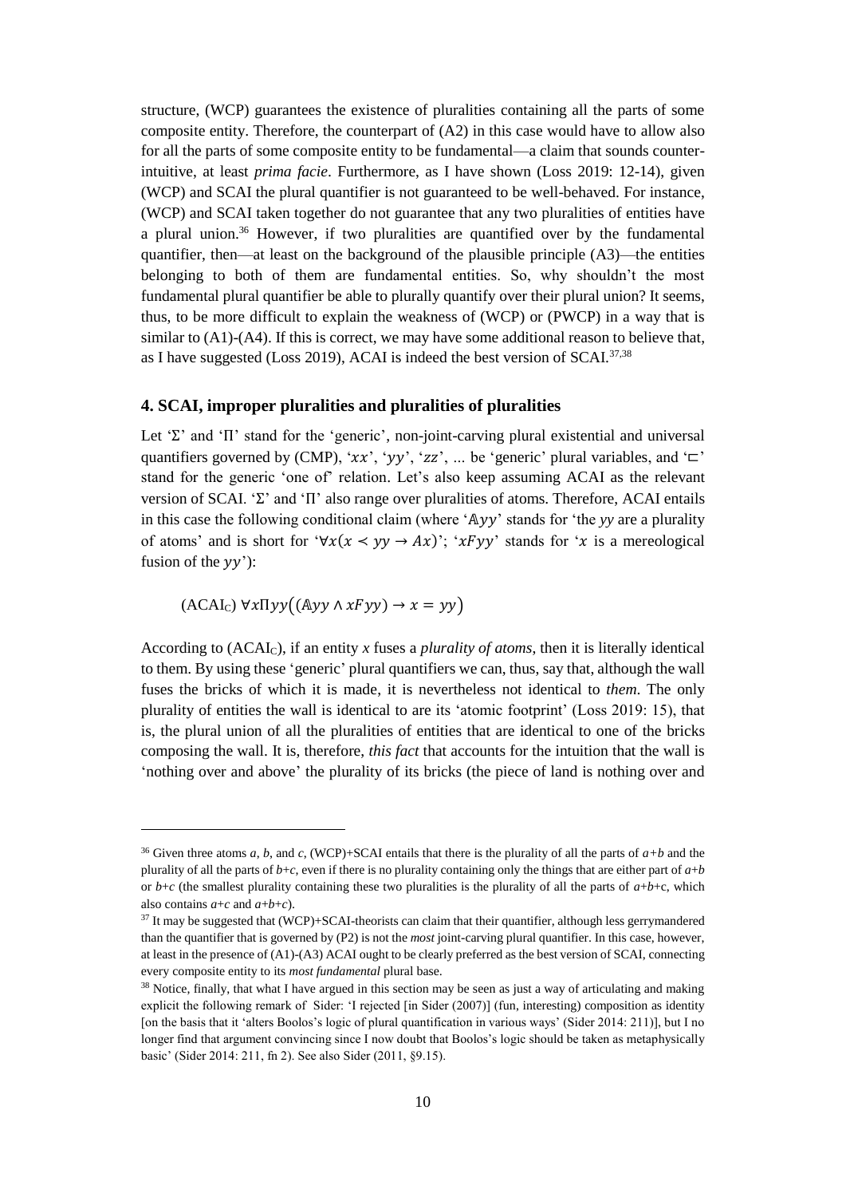structure, (WCP) guarantees the existence of pluralities containing all the parts of some composite entity. Therefore, the counterpart of (A2) in this case would have to allow also for all the parts of some composite entity to be fundamental—a claim that sounds counter-intuitive, at least *prima facie*. Furthermore, as I have shown (Loss 2019: 12-14), given (WCP) and SCAI the plural quantifier is not guaranteed to be well-behaved. For instance, (WCP) and SCAI taken together do not guarantee that any two pluralities of entities have a plural union.[36] However, if two pluralities are quantified over by the fundamental quantifier, then—at least on the background of the plausible principle (A3)—the entities belonging to both of them are fundamental entities. So, why shouldn't the most fundamental plural quantifier be able to plurally quantify over their plural union? It seems, thus, to be more difficult to explain the weakness of (WCP) or (PWCP) in a way that is similar to (A1)-(A4). If this is correct, we may have some additional reason to believe that, as I have suggested (Loss 2019), ACAI is indeed the best version of SCAI.[37,38]

## 4. SCAI, improper pluralities and pluralities of pluralities

Let 'Σ' and 'Π' stand for the 'generic', non-joint-carving plural existential and universal quantifiers governed by (CMP), '$xx$', '$yy$', '$zz$', ... be 'generic' plural variables, and '$\sqsubset$' stand for the generic 'one of' relation. Let's also keep assuming ACAI as the relevant version of SCAI. 'Σ' and 'Π' also range over pluralities of atoms. Therefore, ACAI entails in this case the following conditional claim (where '$\mathbb{A}yy$' stands for 'the *yy* are a plurality of atoms' and is short for '$\forall x(x \prec yy \rightarrow Ax)$'; '$xFyy$' stands for '$x$ is a mereological fusion of the $yy$'):

$$(\text{ACAI}_\text{C})\ \forall x \Pi yy\big((\mathbb{A}yy \wedge xFyy) \rightarrow x = yy\big)$$

According to (ACAI$_\text{C}$), if an entity *x* fuses a *plurality of atoms*, then it is literally identical to them. By using these 'generic' plural quantifiers we can, thus, say that, although the wall fuses the bricks of which it is made, it is nevertheless not identical to *them*. The only plurality of entities the wall is identical to are its 'atomic footprint' (Loss 2019: 15), that is, the plural union of all the pluralities of entities that are identical to one of the bricks composing the wall. It is, therefore, *this fact* that accounts for the intuition that the wall is 'nothing over and above' the plurality of its bricks (the piece of land is nothing over and

---

[36] Given three atoms *a*, *b*, and *c*, (WCP)+SCAI entails that there is the plurality of all the parts of *a+b* and the plurality of all the parts of *b+c*, even if there is no plurality containing only the things that are either part of *a+b* or *b+c* (the smallest plurality containing these two pluralities is the plurality of all the parts of *a+b+c*, which also contains *a+c* and *a+b+c*).

[37] It may be suggested that (WCP)+SCAI-theorists can claim that their quantifier, although less gerrymandered than the quantifier that is governed by (P2) is not the *most* joint-carving plural quantifier. In this case, however, at least in the presence of (A1)-(A3) ACAI ought to be clearly preferred as the best version of SCAI, connecting every composite entity to its *most fundamental* plural base.

[38] Notice, finally, that what I have argued in this section may be seen as just a way of articulating and making explicit the following remark of Sider: 'I rejected [in Sider (2007)] (fun, interesting) composition as identity [on the basis that it 'alters Boolos's logic of plural quantification in various ways' (Sider 2014: 211)], but I no longer find that argument convincing since I now doubt that Boolos's logic should be taken as metaphysically basic' (Sider 2014: 211, fn 2). See also Sider (2011, §9.15).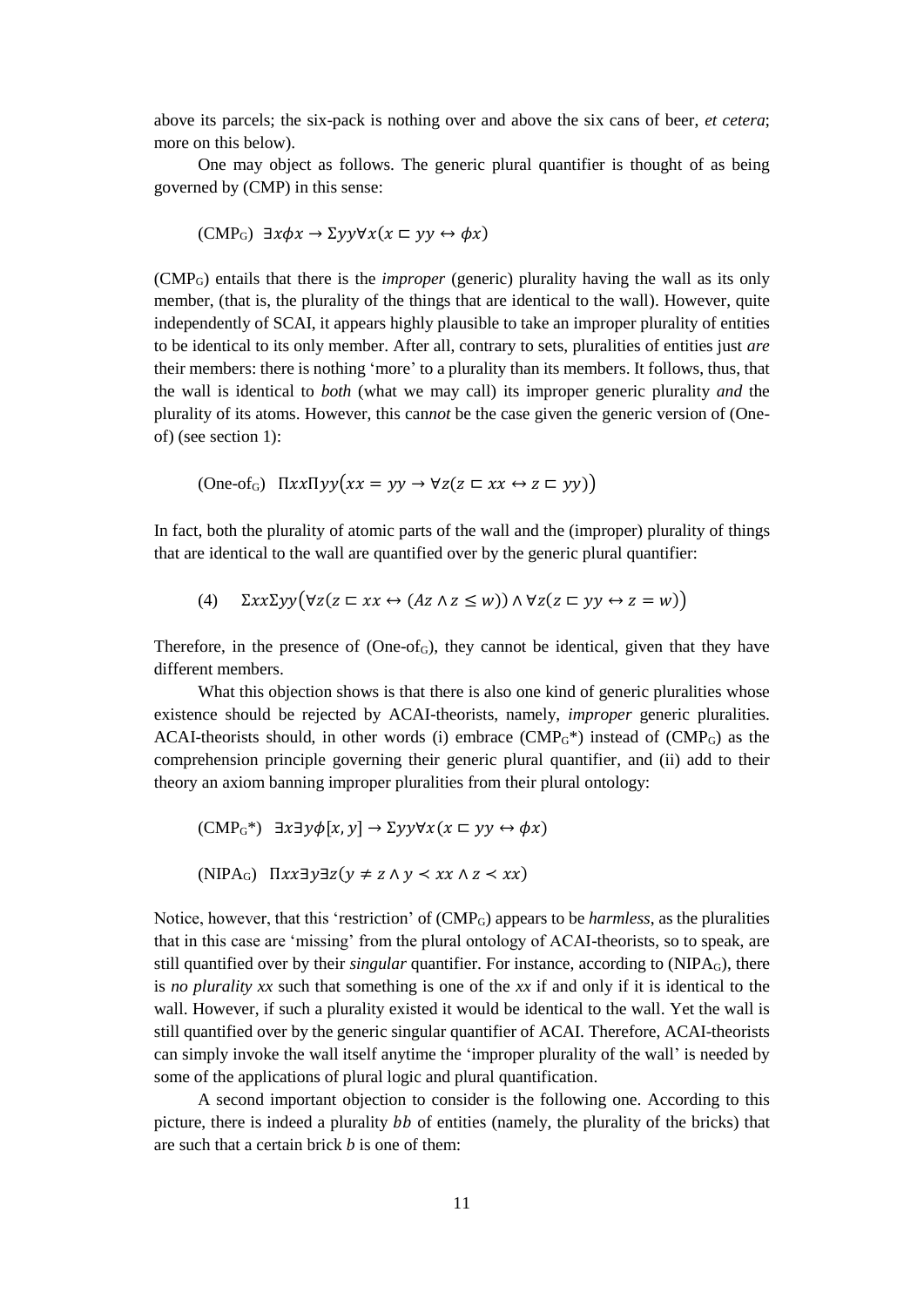above its parcels; the six-pack is nothing over and above the six cans of beer, *et cetera*; more on this below).

One may object as follows. The generic plural quantifier is thought of as being governed by (CMP) in this sense:

$$(\text{CMP}_\text{G})\quad \exists x\phi x \rightarrow \Sigma yy \forall x(x \sqsubset yy \leftrightarrow \phi x)$$

($\text{CMP}_\text{G}$) entails that there is the *improper* (generic) plurality having the wall as its only member, (that is, the plurality of the things that are identical to the wall). However, quite independently of SCAI, it appears highly plausible to take an improper plurality of entities to be identical to its only member. After all, contrary to sets, pluralities of entities just *are* their members: there is nothing 'more' to a plurality than its members. It follows, thus, that the wall is identical to *both* (what we may call) its improper generic plurality *and* the plurality of its atoms. However, this can*not* be the case given the generic version of (One-of) (see section 1):

$$(\text{One-of}_\text{G})\quad \Pi xx \Pi yy\big(xx = yy \rightarrow \forall z(z \sqsubset xx \leftrightarrow z \sqsubset yy)\big)$$

In fact, both the plurality of atomic parts of the wall and the (improper) plurality of things that are identical to the wall are quantified over by the generic plural quantifier:

$$(4)\quad \Sigma xx \Sigma yy\big(\forall z(z \sqsubset xx \leftrightarrow (Az \wedge z \leq w)) \wedge \forall z(z \sqsubset yy \leftrightarrow z = w)\big)$$

Therefore, in the presence of ($\text{One-of}_\text{G}$), they cannot be identical, given that they have different members.

What this objection shows is that there is also one kind of generic pluralities whose existence should be rejected by ACAI-theorists, namely, *improper* generic pluralities. ACAI-theorists should, in other words (i) embrace ($\text{CMP}_\text{G}$*) instead of ($\text{CMP}_\text{G}$) as the comprehension principle governing their generic plural quantifier, and (ii) add to their theory an axiom banning improper pluralities from their plural ontology:

$$(\text{CMP}_\text{G}^*)\quad \exists x \exists y \phi[x, y] \rightarrow \Sigma yy \forall x(x \sqsubset yy \leftrightarrow \phi x)$$

$$(\text{NIPA}_\text{G})\quad \Pi xx \exists y \exists z(y \neq z \wedge y \prec xx \wedge z \prec xx)$$

Notice, however, that this 'restriction' of ($\text{CMP}_\text{G}$) appears to be *harmless*, as the pluralities that in this case are 'missing' from the plural ontology of ACAI-theorists, so to speak, are still quantified over by their *singular* quantifier. For instance, according to ($\text{NIPA}_\text{G}$), there is *no plurality xx* such that something is one of the *xx* if and only if it is identical to the wall. However, if such a plurality existed it would be identical to the wall. Yet the wall is still quantified over by the generic singular quantifier of ACAI. Therefore, ACAI-theorists can simply invoke the wall itself anytime the 'improper plurality of the wall' is needed by some of the applications of plural logic and plural quantification.

A second important objection to consider is the following one. According to this picture, there is indeed a plurality $bb$ of entities (namely, the plurality of the bricks) that are such that a certain brick *b* is one of them: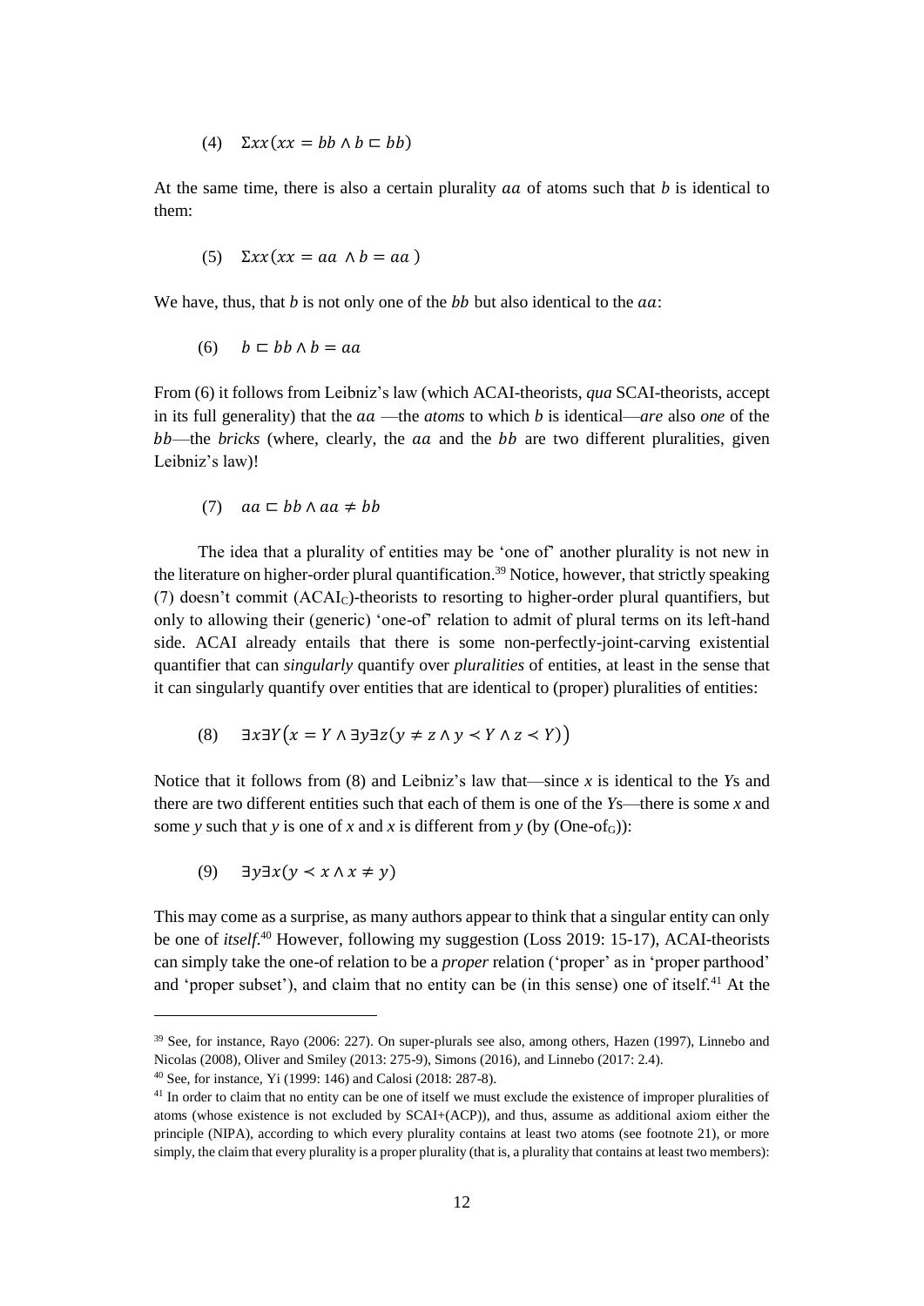$$(4)\quad \Sigma xx(xx = bb \land b \sqsubset bb)$$

At the same time, there is also a certain plurality $aa$ of atoms such that $b$ is identical to them:

$$(5)\quad \Sigma xx(xx = aa \land b = aa)$$

We have, thus, that $b$ is not only one of the $bb$ but also identical to the $aa$:

$$(6)\quad b \sqsubset bb \land b = aa$$

From (6) it follows from Leibniz's law (which ACAI-theorists, *qua* SCAI-theorists, accept in its full generality) that the $aa$ —the *atoms* to which $b$ is identical—*are* also *one* of the $bb$—the *bricks* (where, clearly, the $aa$ and the $bb$ are two different pluralities, given Leibniz's law)!

$$(7)\quad aa \sqsubset bb \land aa \neq bb$$

The idea that a plurality of entities may be 'one of' another plurality is not new in the literature on higher-order plural quantification.[39] Notice, however, that strictly speaking (7) doesn't commit ($\text{ACAI}_\text{C}$)-theorists to resorting to higher-order plural quantifiers, but only to allowing their (generic) 'one-of' relation to admit of plural terms on its left-hand side. ACAI already entails that there is some non-perfectly-joint-carving existential quantifier that can *singularly* quantify over *pluralities* of entities, at least in the sense that it can singularly quantify over entities that are identical to (proper) pluralities of entities:

$$(8)\quad \exists x \exists Y\big(x = Y \land \exists y \exists z(y \neq z \land y \prec Y \land z \prec Y)\big)$$

Notice that it follows from (8) and Leibniz's law that—since $x$ is identical to the $Y$s and there are two different entities such that each of them is one of the $Y$s—there is some $x$ and some $y$ such that $y$ is one of $x$ and $x$ is different from $y$ (by ($\text{One-of}_\text{G}$)):

$$(9)\quad \exists y \exists x(y \prec x \land x \neq y)$$

This may come as a surprise, as many authors appear to think that a singular entity can only be one of *itself*.[40] However, following my suggestion (Loss 2019: 15-17), ACAI-theorists can simply take the one-of relation to be a *proper* relation ('proper' as in 'proper parthood' and 'proper subset'), and claim that no entity can be (in this sense) one of itself.[41] At the

---

[39] See, for instance, Rayo (2006: 227). On super-plurals see also, among others, Hazen (1997), Linnebo and Nicolas (2008), Oliver and Smiley (2013: 275-9), Simons (2016), and Linnebo (2017: 2.4).

[40] See, for instance, Yi (1999: 146) and Calosi (2018: 287-8).

[41] In order to claim that no entity can be one of itself we must exclude the existence of improper pluralities of atoms (whose existence is not excluded by SCAI+(ACP)), and thus, assume as additional axiom either the principle (NIPA), according to which every plurality contains at least two atoms (see footnote 21), or more simply, the claim that every plurality is a proper plurality (that is, a plurality that contains at least two members):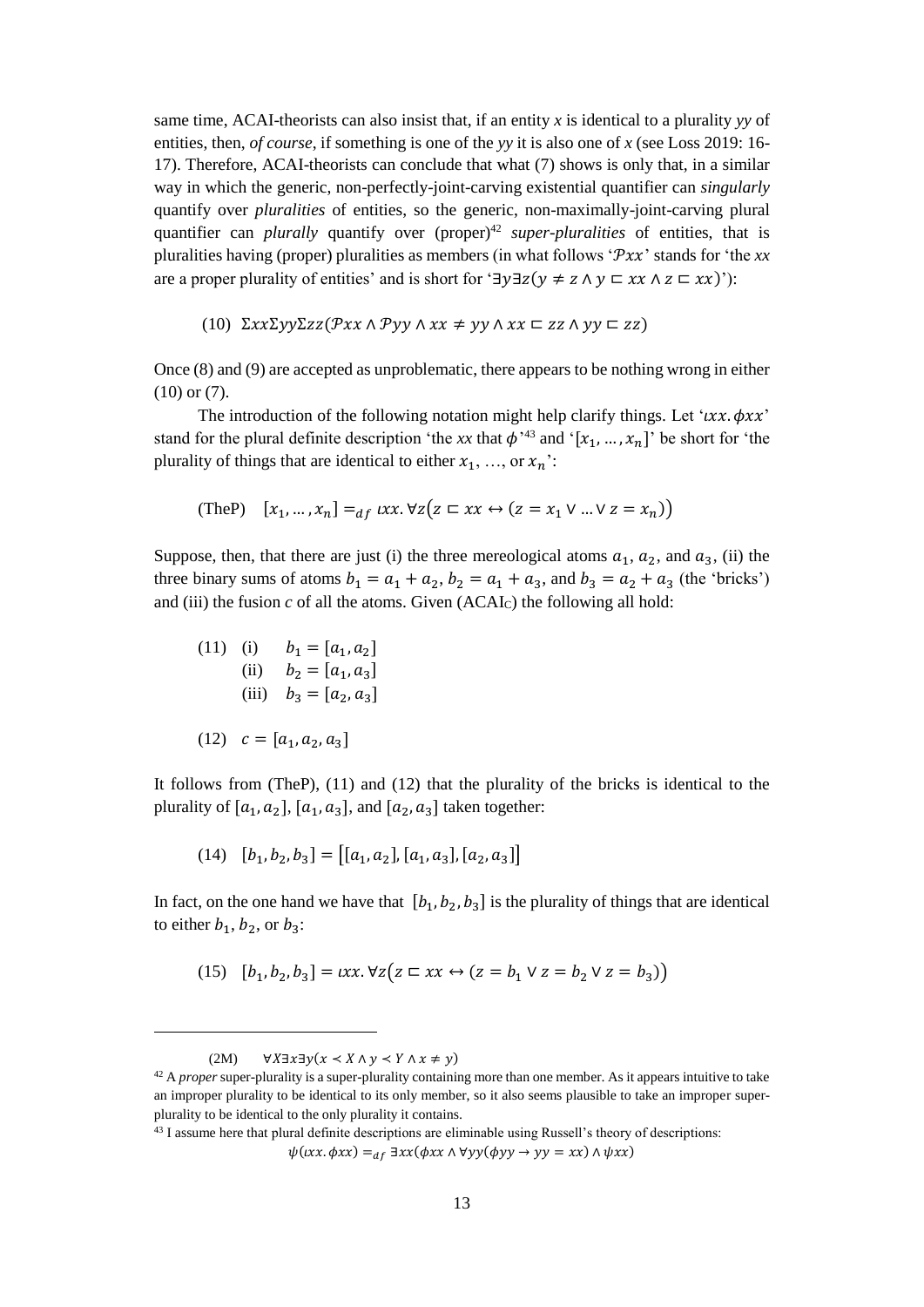same time, ACAI-theorists can also insist that, if an entity $x$ is identical to a plurality $yy$ of entities, then, *of course*, if something is one of the $yy$ it is also one of $x$ (see Loss 2019: 16-17). Therefore, ACAI-theorists can conclude that what (7) shows is only that, in a similar way in which the generic, non-perfectly-joint-carving existential quantifier can *singularly* quantify over *pluralities* of entities, so the generic, non-maximally-joint-carving plural quantifier can *plurally* quantify over (proper)[42] *super-pluralities* of entities, that is pluralities having (proper) pluralities as members (in what follows '$\mathcal{P}xx$' stands for 'the *xx* are a proper plurality of entities' and is short for '$\exists y \exists z(y \neq z \wedge y \sqsubset xx \wedge z \sqsubset xx)$'):

(10) $\Sigma xx \Sigma yy \Sigma zz(\mathcal{P}xx \wedge \mathcal{P}yy \wedge xx \neq yy \wedge xx \sqsubset zz \wedge yy \sqsubset zz)$

Once (8) and (9) are accepted as unproblematic, there appears to be nothing wrong in either (10) or (7).

The introduction of the following notation might help clarify things. Let '$\iota xx.\, \phi xx$' stand for the plural definite description 'the *xx* that $\phi$'[43] and '$[x_1, \ldots, x_n]$' be short for 'the plurality of things that are identical to either $x_1$, …, or $x_n$':

(TheP) $[x_1, \ldots, x_n] =_{df} \iota xx.\, \forall z\big(z \sqsubset xx \leftrightarrow (z = x_1 \vee \ldots \vee z = x_n)\big)$

Suppose, then, that there are just (i) the three mereological atoms $a_1$, $a_2$, and $a_3$, (ii) the three binary sums of atoms $b_1 = a_1 + a_2$, $b_2 = a_1 + a_3$, and $b_3 = a_2 + a_3$ (the 'bricks') and (iii) the fusion $c$ of all the atoms. Given (ACAI$_C$) the following all hold:

(11) (i) $b_1 = [a_1, a_2]$
(ii) $b_2 = [a_1, a_3]$
(iii) $b_3 = [a_2, a_3]$

(12) $c = [a_1, a_2, a_3]$

It follows from (TheP), (11) and (12) that the plurality of the bricks is identical to the plurality of $[a_1, a_2]$, $[a_1, a_3]$, and $[a_2, a_3]$ taken together:

(14) $[b_1, b_2, b_3] = \big[[a_1, a_2], [a_1, a_3], [a_2, a_3]\big]$

In fact, on the one hand we have that $[b_1, b_2, b_3]$ is the plurality of things that are identical to either $b_1$, $b_2$, or $b_3$:

(15) $[b_1, b_2, b_3] = \iota xx.\, \forall z\big(z \sqsubset xx \leftrightarrow (z = b_1 \vee z = b_2 \vee z = b_3)\big)$

---

(2M) $\forall X \exists x \exists y(x \prec X \wedge y \prec Y \wedge x \neq y)$

[42] A *proper* super-plurality is a super-plurality containing more than one member. As it appears intuitive to take an improper plurality to be identical to its only member, so it also seems plausible to take an improper super-plurality to be identical to the only plurality it contains.

[43] I assume here that plural definite descriptions are eliminable using Russell's theory of descriptions:

$$\psi(\iota xx.\, \phi xx) =_{df} \exists xx(\phi xx \wedge \forall yy(\phi yy \rightarrow yy = xx) \wedge \psi xx)$$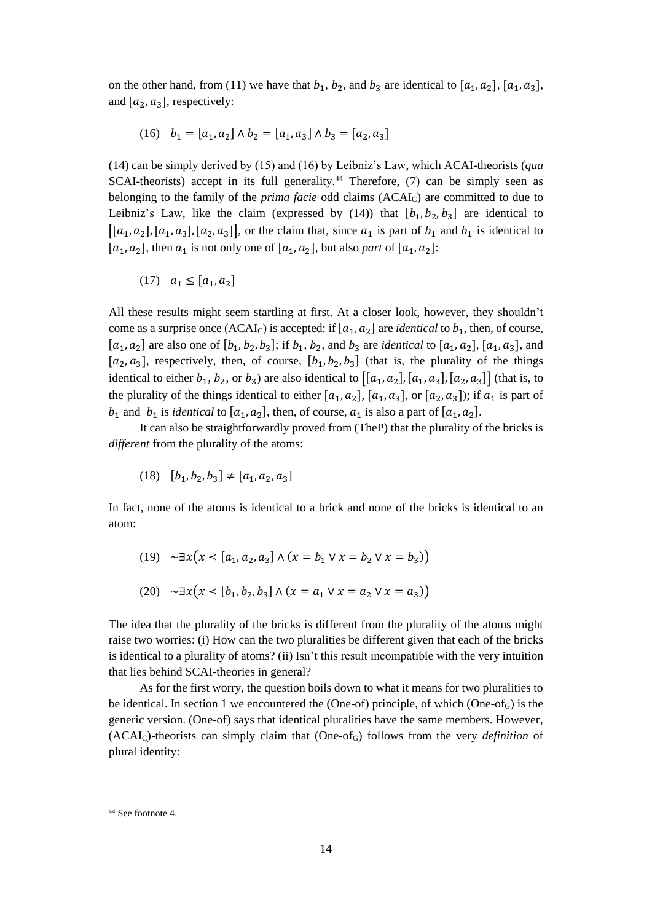on the other hand, from (11) we have that $b_1$, $b_2$, and $b_3$ are identical to $[a_1, a_2]$, $[a_1, a_3]$, and $[a_2, a_3]$, respectively:

$$(16) \quad b_1 = [a_1, a_2] \wedge b_2 = [a_1, a_3] \wedge b_3 = [a_2, a_3]$$

(14) can be simply derived by (15) and (16) by Leibniz's Law, which ACAI-theorists (*qua* SCAI-theorists) accept in its full generality.[44] Therefore, (7) can be simply seen as belonging to the family of the *prima facie* odd claims ($\text{ACAI}_\text{C}$) are committed to due to Leibniz's Law, like the claim (expressed by (14)) that $[b_1, b_2, b_3]$ are identical to $[[a_1, a_2], [a_1, a_3], [a_2, a_3]]$, or the claim that, since $a_1$ is part of $b_1$ and $b_1$ is identical to $[a_1, a_2]$, then $a_1$ is not only one of $[a_1, a_2]$, but also *part* of $[a_1, a_2]$:

$$(17) \quad a_1 \leq [a_1, a_2]$$

All these results might seem startling at first. At a closer look, however, they shouldn't come as a surprise once ($\text{ACAI}_\text{C}$) is accepted: if $[a_1, a_2]$ are *identical* to $b_1$, then, of course, $[a_1, a_2]$ are also one of $[b_1, b_2, b_3]$; if $b_1$, $b_2$, and $b_3$ are *identical* to $[a_1, a_2]$, $[a_1, a_3]$, and $[a_2, a_3]$, respectively, then, of course, $[b_1, b_2, b_3]$ (that is, the plurality of the things identical to either $b_1$, $b_2$, or $b_3$) are also identical to $[[a_1, a_2], [a_1, a_3], [a_2, a_3]]$ (that is, to the plurality of the things identical to either $[a_1, a_2]$, $[a_1, a_3]$, or $[a_2, a_3]$); if $a_1$ is part of $b_1$ and $b_1$ is *identical* to $[a_1, a_2]$, then, of course, $a_1$ is also a part of $[a_1, a_2]$.

It can also be straightforwardly proved from (TheP) that the plurality of the bricks is *different* from the plurality of the atoms:

$$(18) \quad [b_1, b_2, b_3] \neq [a_1, a_2, a_3]$$

In fact, none of the atoms is identical to a brick and none of the bricks is identical to an atom:

$$(19) \quad \sim\exists x\big(x \prec [a_1, a_2, a_3] \wedge (x = b_1 \vee x = b_2 \vee x = b_3)\big)$$

$$(20) \quad \sim\exists x\big(x \prec [b_1, b_2, b_3] \wedge (x = a_1 \vee x = a_2 \vee x = a_3)\big)$$

The idea that the plurality of the bricks is different from the plurality of the atoms might raise two worries: (i) How can the two pluralities be different given that each of the bricks is identical to a plurality of atoms? (ii) Isn't this result incompatible with the very intuition that lies behind SCAI-theories in general?

As for the first worry, the question boils down to what it means for two pluralities to be identical. In section 1 we encountered the (One-of) principle, of which ($\text{One-of}_\text{G}$) is the generic version. (One-of) says that identical pluralities have the same members. However, ($\text{ACAI}_\text{C}$)-theorists can simply claim that ($\text{One-of}_\text{G}$) follows from the very *definition* of plural identity:

---

[44] See footnote 4.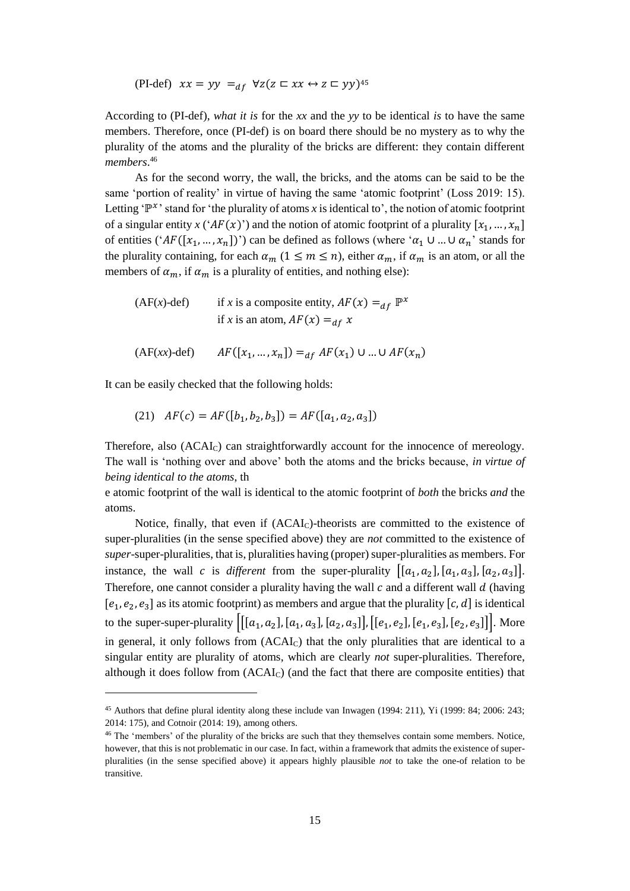(PI-def) $xx = yy =_{df} \forall z(z \sqsubset xx \leftrightarrow z \sqsubset yy)$[45]

According to (PI-def), *what it is* for the *xx* and the *yy* to be identical *is* to have the same members. Therefore, once (PI-def) is on board there should be no mystery as to why the plurality of the atoms and the plurality of the bricks are different: they contain different *members*.[46]

As for the second worry, the wall, the bricks, and the atoms can be said to be the same 'portion of reality' in virtue of having the same 'atomic footprint' (Loss 2019: 15). Letting '$\mathbb{P}^x$' stand for 'the plurality of atoms *x* is identical to', the notion of atomic footprint of a singular entity *x* ('$AF(x)$') and the notion of atomic footprint of a plurality $[x_1, \dots, x_n]$ of entities ('$AF([x_1, \dots, x_n])$') can be defined as follows (where '$\alpha_1 \cup \dots \cup \alpha_n$' stands for the plurality containing, for each $\alpha_m$ ($1 \leq m \leq n$), either $\alpha_m$, if $\alpha_m$ is an atom, or all the members of $\alpha_m$, if $\alpha_m$ is a plurality of entities, and nothing else):

(AF(*x*)-def) if *x* is a composite entity, $AF(x) =_{df} \mathbb{P}^x$
if *x* is an atom, $AF(x) =_{df} x$

(AF(*xx*)-def) $AF([x_1, \dots, x_n]) =_{df} AF(x_1) \cup \dots \cup AF(x_n)$

It can be easily checked that the following holds:

(21) $AF(c) = AF([b_1, b_2, b_3]) = AF([a_1, a_2, a_3])$

Therefore, also ($ACAI_C$) can straightforwardly account for the innocence of mereology. The wall is 'nothing over and above' both the atoms and the bricks because, *in virtue of being identical to the atoms*, the atomic footprint of the wall is identical to the atomic footprint of *both* the bricks *and* the atoms.

Notice, finally, that even if ($ACAI_C$)-theorists are committed to the existence of super-pluralities (in the sense specified above) they are *not* committed to the existence of *super*-super-pluralities, that is, pluralities having (proper) super-pluralities as members. For instance, the wall *c* is *different* from the super-plurality $[[a_1, a_2], [a_1, a_3], [a_2, a_3]]$. Therefore, one cannot consider a plurality having the wall $c$ and a different wall $d$ (having $[e_1, e_2, e_3]$ as its atomic footprint) as members and argue that the plurality $[c, d]$ is identical to the super-super-plurality $\big[[[a_1, a_2], [a_1, a_3], [a_2, a_3]], [[e_1, e_2], [e_1, e_3], [e_2, e_3]]\big]$. More in general, it only follows from ($ACAI_C$) that the only pluralities that are identical to a singular entity are plurality of atoms, which are clearly *not* super-pluralities. Therefore, although it does follow from ($ACAI_C$) (and the fact that there are composite entities) that

---

[45] Authors that define plural identity along these include van Inwagen (1994: 211), Yi (1999: 84; 2006: 243; 2014: 175), and Cotnoir (2014: 19), among others.

[46] The 'members' of the plurality of the bricks are such that they themselves contain some members. Notice, however, that this is not problematic in our case. In fact, within a framework that admits the existence of super-pluralities (in the sense specified above) it appears highly plausible *not* to take the one-of relation to be transitive.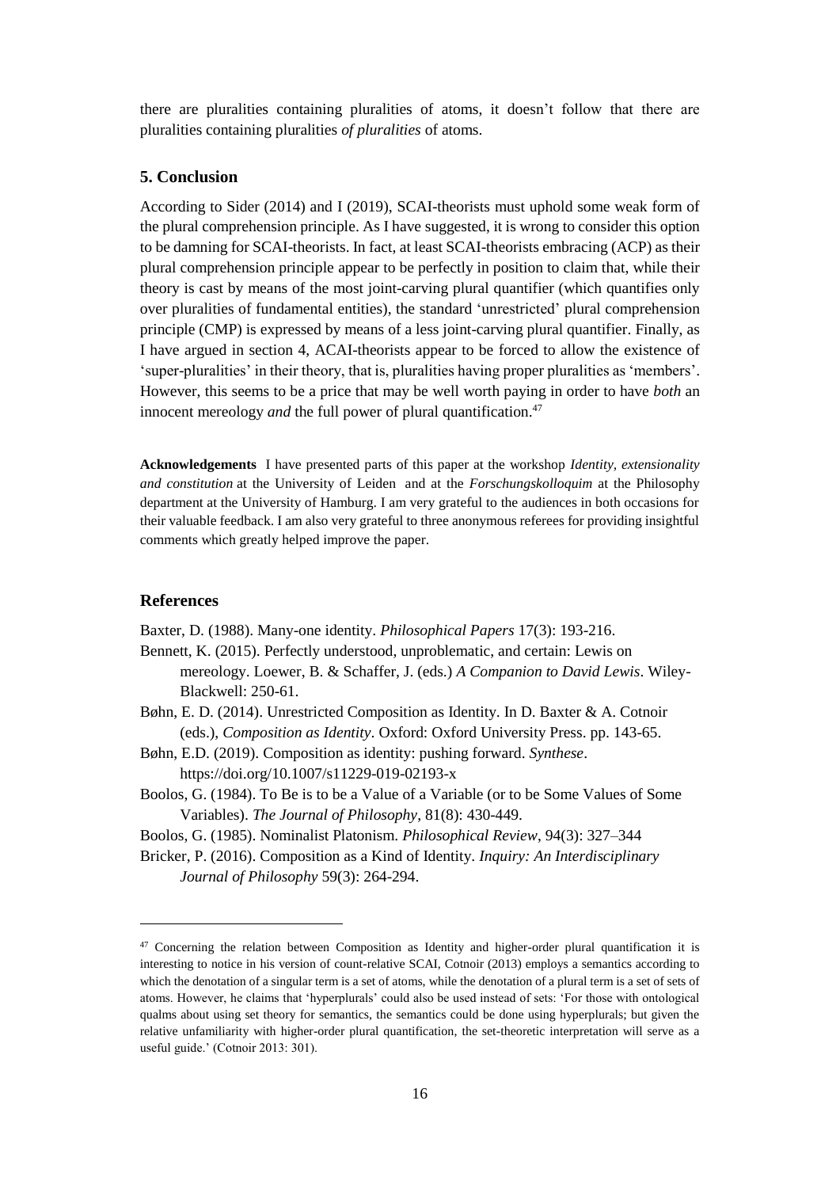there are pluralities containing pluralities of atoms, it doesn't follow that there are pluralities containing pluralities *of pluralities* of atoms.

## 5. Conclusion

According to Sider (2014) and I (2019), SCAI-theorists must uphold some weak form of the plural comprehension principle. As I have suggested, it is wrong to consider this option to be damning for SCAI-theorists. In fact, at least SCAI-theorists embracing (ACP) as their plural comprehension principle appear to be perfectly in position to claim that, while their theory is cast by means of the most joint-carving plural quantifier (which quantifies only over pluralities of fundamental entities), the standard 'unrestricted' plural comprehension principle (CMP) is expressed by means of a less joint-carving plural quantifier. Finally, as I have argued in section 4, ACAI-theorists appear to be forced to allow the existence of 'super-pluralities' in their theory, that is, pluralities having proper pluralities as 'members'. However, this seems to be a price that may be well worth paying in order to have *both* an innocent mereology *and* the full power of plural quantification.[47]

**Acknowledgements** I have presented parts of this paper at the workshop *Identity, extensionality and constitution* at the University of Leiden and at the *Forschungskolloquim* at the Philosophy department at the University of Hamburg. I am very grateful to the audiences in both occasions for their valuable feedback. I am also very grateful to three anonymous referees for providing insightful comments which greatly helped improve the paper.

## References

Baxter, D. (1988). Many-one identity. *Philosophical Papers* 17(3): 193-216.

Bennett, K. (2015). Perfectly understood, unproblematic, and certain: Lewis on mereology. Loewer, B. & Schaffer, J. (eds.) *A Companion to David Lewis*. Wiley-Blackwell: 250-61.

Bøhn, E. D. (2014). Unrestricted Composition as Identity. In D. Baxter & A. Cotnoir (eds.), *Composition as Identity*. Oxford: Oxford University Press. pp. 143-65.

Bøhn, E.D. (2019). Composition as identity: pushing forward. *Synthese*. https://doi.org/10.1007/s11229-019-02193-x

Boolos, G. (1984). To Be is to be a Value of a Variable (or to be Some Values of Some Variables). *The Journal of Philosophy*, 81(8): 430-449.

Boolos, G. (1985). Nominalist Platonism. *Philosophical Review*, 94(3): 327–344

Bricker, P. (2016). Composition as a Kind of Identity. *Inquiry: An Interdisciplinary Journal of Philosophy* 59(3): 264-294.

---

[47] Concerning the relation between Composition as Identity and higher-order plural quantification it is interesting to notice in his version of count-relative SCAI, Cotnoir (2013) employs a semantics according to which the denotation of a singular term is a set of atoms, while the denotation of a plural term is a set of sets of atoms. However, he claims that 'hyperplurals' could also be used instead of sets: 'For those with ontological qualms about using set theory for semantics, the semantics could be done using hyperplurals; but given the relative unfamiliarity with higher-order plural quantification, the set-theoretic interpretation will serve as a useful guide.' (Cotnoir 2013: 301).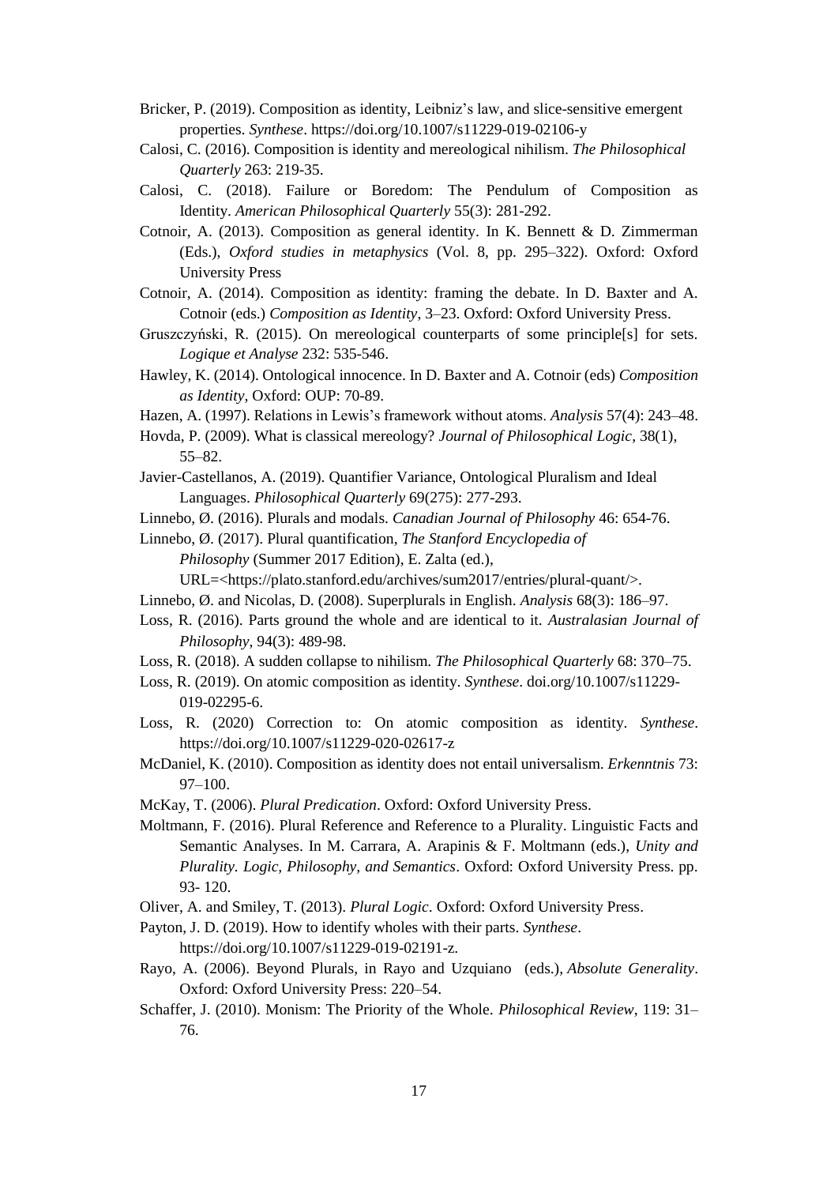Bricker, P. (2019). Composition as identity, Leibniz's law, and slice-sensitive emergent properties. *Synthese*. https://doi.org/10.1007/s11229-019-02106-y

Calosi, C. (2016). Composition is identity and mereological nihilism. *The Philosophical Quarterly* 263: 219-35.

Calosi, C. (2018). Failure or Boredom: The Pendulum of Composition as Identity. *American Philosophical Quarterly* 55(3): 281-292.

Cotnoir, A. (2013). Composition as general identity. In K. Bennett & D. Zimmerman (Eds.), *Oxford studies in metaphysics* (Vol. 8, pp. 295–322). Oxford: Oxford University Press

Cotnoir, A. (2014). Composition as identity: framing the debate. In D. Baxter and A. Cotnoir (eds.) *Composition as Identity*, 3–23. Oxford: Oxford University Press.

Gruszczyński, R. (2015). On mereological counterparts of some principle[s] for sets. *Logique et Analyse* 232: 535-546.

Hawley, K. (2014). Ontological innocence. In D. Baxter and A. Cotnoir (eds) *Composition as Identity*, Oxford: OUP: 70-89.

Hazen, A. (1997). Relations in Lewis's framework without atoms. *Analysis* 57(4): 243–48.

Hovda, P. (2009). What is classical mereology? *Journal of Philosophical Logic*, 38(1), 55–82.

Javier-Castellanos, A. (2019). Quantifier Variance, Ontological Pluralism and Ideal Languages. *Philosophical Quarterly* 69(275): 277-293.

Linnebo, Ø. (2016). Plurals and modals. *Canadian Journal of Philosophy* 46: 654-76.

Linnebo, Ø. (2017). Plural quantification, *The Stanford Encyclopedia of Philosophy* (Summer 2017 Edition), E. Zalta (ed.), URL=<https://plato.stanford.edu/archives/sum2017/entries/plural-quant/>.

Linnebo, Ø. and Nicolas, D. (2008). Superplurals in English. *Analysis* 68(3): 186–97.

Loss, R. (2016). Parts ground the whole and are identical to it. *Australasian Journal of Philosophy*, 94(3): 489-98.

Loss, R. (2018). A sudden collapse to nihilism. *The Philosophical Quarterly* 68: 370–75.

Loss, R. (2019). On atomic composition as identity. *Synthese*. doi.org/10.1007/s11229-019-02295-6.

Loss, R. (2020) Correction to: On atomic composition as identity. *Synthese*. https://doi.org/10.1007/s11229-020-02617-z

McDaniel, K. (2010). Composition as identity does not entail universalism. *Erkenntnis* 73: 97–100.

McKay, T. (2006). *Plural Predication*. Oxford: Oxford University Press.

Moltmann, F. (2016). Plural Reference and Reference to a Plurality. Linguistic Facts and Semantic Analyses. In M. Carrara, A. Arapinis & F. Moltmann (eds.), *Unity and Plurality. Logic, Philosophy, and Semantics*. Oxford: Oxford University Press. pp. 93- 120.

Oliver, A. and Smiley, T. (2013). *Plural Logic*. Oxford: Oxford University Press.

Payton, J. D. (2019). How to identify wholes with their parts. *Synthese*. https://doi.org/10.1007/s11229-019-02191-z.

Rayo, A. (2006). Beyond Plurals, in Rayo and Uzquiano (eds.), *Absolute Generality*. Oxford: Oxford University Press: 220–54.

Schaffer, J. (2010). Monism: The Priority of the Whole. *Philosophical Review*, 119: 31–76.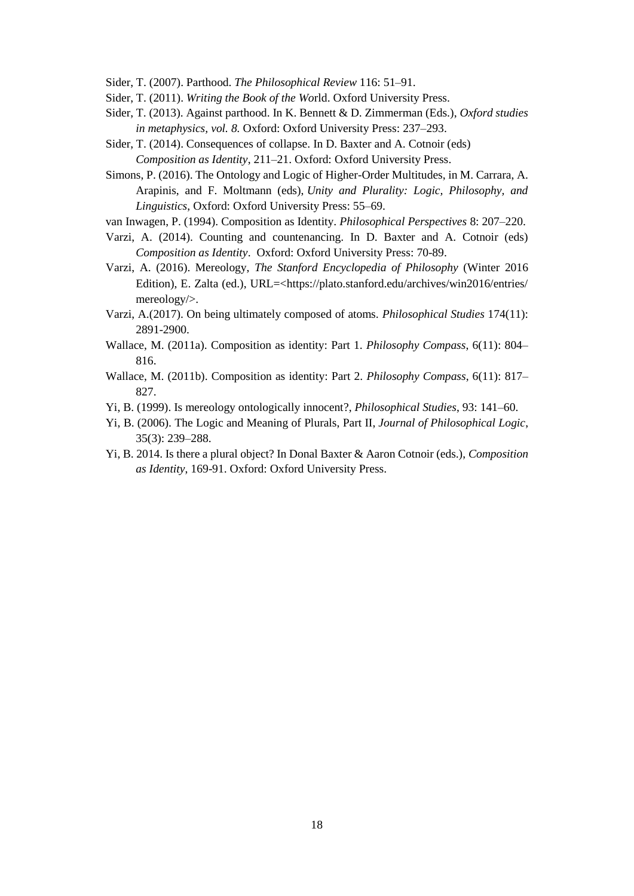Sider, T. (2007). Parthood. *The Philosophical Review* 116: 51–91.

Sider, T. (2011). *Writing the Book of the Wo*rld. Oxford University Press.

Sider, T. (2013). Against parthood. In K. Bennett & D. Zimmerman (Eds.), *Oxford studies in metaphysics, vol. 8.* Oxford: Oxford University Press: 237–293.

Sider, T. (2014). Consequences of collapse. In D. Baxter and A. Cotnoir (eds) *Composition as Identity*, 211–21. Oxford: Oxford University Press.

Simons, P. (2016). The Ontology and Logic of Higher-Order Multitudes, in M. Carrara, A. Arapinis, and F. Moltmann (eds), *Unity and Plurality: Logic, Philosophy, and Linguistics*, Oxford: Oxford University Press: 55–69.

van Inwagen, P. (1994). Composition as Identity. *Philosophical Perspectives* 8: 207–220.

Varzi, A. (2014). Counting and countenancing. In D. Baxter and A. Cotnoir (eds) *Composition as Identity*. Oxford: Oxford University Press: 70-89.

Varzi, A. (2016). Mereology, *The Stanford Encyclopedia of Philosophy* (Winter 2016 Edition), E. Zalta (ed.), URL=<https://plato.stanford.edu/archives/win2016/entries/mereology/>.

Varzi, A.(2017). On being ultimately composed of atoms. *Philosophical Studies* 174(11): 2891-2900.

Wallace, M. (2011a). Composition as identity: Part 1. *Philosophy Compass*, 6(11): 804–816.

Wallace, M. (2011b). Composition as identity: Part 2. *Philosophy Compass*, 6(11): 817–827.

Yi, B. (1999). Is mereology ontologically innocent?, *Philosophical Studies*, 93: 141–60.

Yi, B. (2006). The Logic and Meaning of Plurals, Part II, *Journal of Philosophical Logic*, 35(3): 239–288.

Yi, B. 2014. Is there a plural object? In Donal Baxter & Aaron Cotnoir (eds.), *Composition as Identity*, 169-91. Oxford: Oxford University Press.